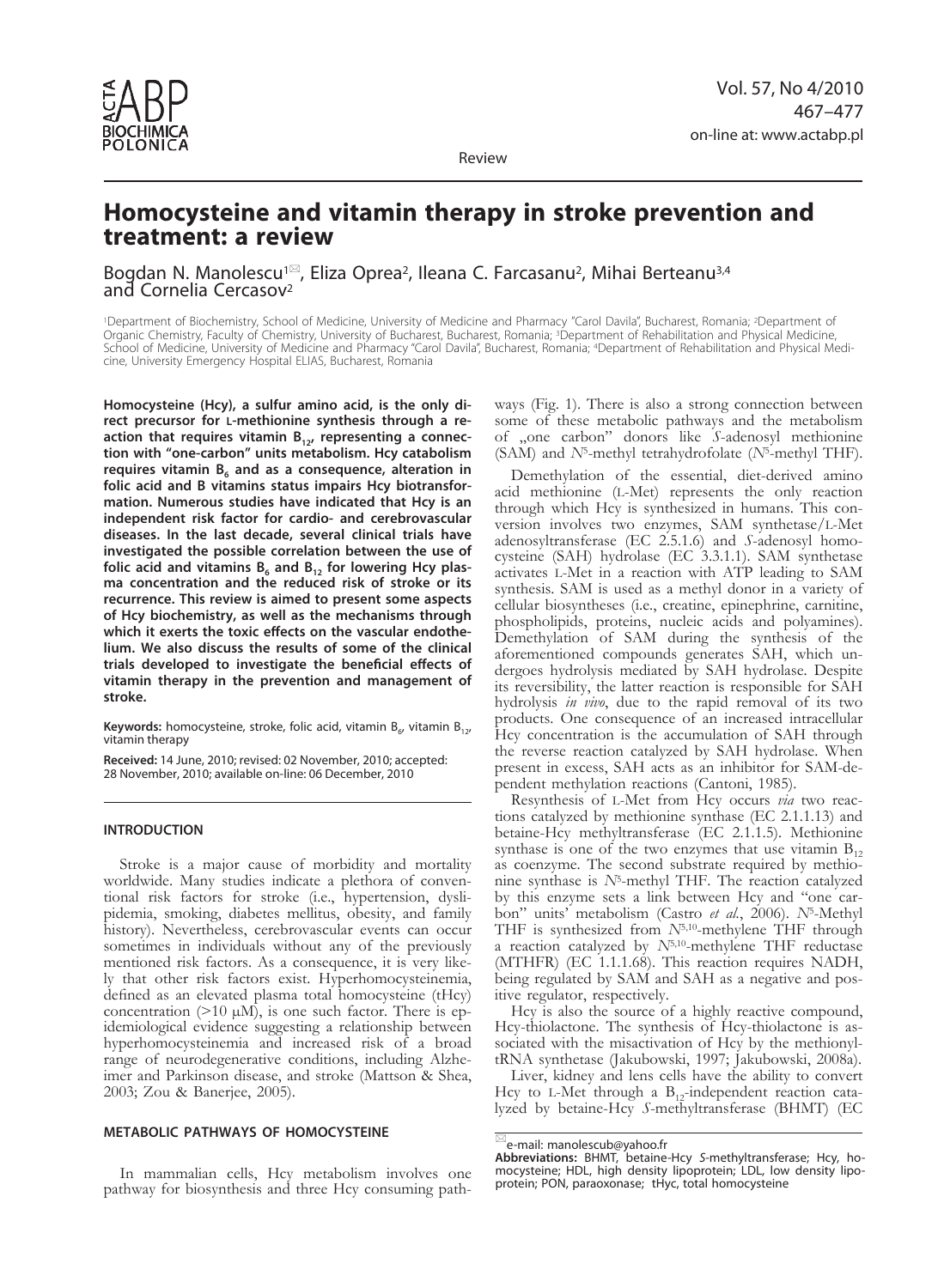Review

# Homocysteine and vitamin therapy in stroke prevention and treatment: a review

Bogdan N. Manolescu[1✉], Eliza Oprea[2], Ileana C. Farcasanu[2], Mihai Berteanu[3,4] and Cornelia Cercasov[2]

[1]Department of Biochemistry, School of Medicine, University of Medicine and Pharmacy "Carol Davila", Bucharest, Romania; [2]Department of Organic Chemistry, Faculty of Chemistry, University of Bucharest, Bucharest, Romania; [3]Department of Rehabilitation and Physical Medicine, School of Medicine, University of Medicine and Pharmacy "Carol Davila", Bucharest, Romania; [4]Department of Rehabilitation and Physical Medicine, University Emergency Hospital ELIAS, Bucharest, Romania

**Homocysteine (Hcy), a sulfur amino acid, is the only direct precursor for L-methionine synthesis through a reaction that requires vitamin $B_{12}$, representing a connection with "one-carbon" units metabolism. Hcy catabolism requires vitamin $B_6$ and as a consequence, alteration in folic acid and B vitamins status impairs Hcy biotransformation. Numerous studies have indicated that Hcy is an independent risk factor for cardio- and cerebrovascular diseases. In the last decade, several clinical trials have investigated the possible correlation between the use of folic acid and vitamins $B_6$ and $B_{12}$ for lowering Hcy plasma concentration and the reduced risk of stroke or its recurrence. This review is aimed to present some aspects of Hcy biochemistry, as well as the mechanisms through which it exerts the toxic effects on the vascular endothelium. We also discuss the results of some of the clinical trials developed to investigate the beneficial effects of vitamin therapy in the prevention and management of stroke.**

**Keywords:** homocysteine, stroke, folic acid, vitamin $B_6$, vitamin $B_{12}$, vitamin therapy

**Received:** 14 June, 2010; revised: 02 November, 2010; accepted: 28 November, 2010; available on-line: 06 December, 2010

## INTRODUCTION

Stroke is a major cause of morbidity and mortality worldwide. Many studies indicate a plethora of conventional risk factors for stroke (i.e., hypertension, dyslipidemia, smoking, diabetes mellitus, obesity, and family history). Nevertheless, cerebrovascular events can occur sometimes in individuals without any of the previously mentioned risk factors. As a consequence, it is very likely that other risk factors exist. Hyperhomocysteinemia, defined as an elevated plasma total homocysteine (tHcy) concentration (>10 μM), is one such factor. There is epidemiological evidence suggesting a relationship between hyperhomocysteinemia and increased risk of a broad range of neurodegenerative conditions, including Alzheimer and Parkinson disease, and stroke (Mattson & Shea, 2003; Zou & Banerjee, 2005).

## METABOLIC PATHWAYS OF HOMOCYSTEINE

In mammalian cells, Hcy metabolism involves one pathway for biosynthesis and three Hcy consuming pathways (Fig. 1). There is also a strong connection between some of these metabolic pathways and the metabolism of „one carbon" donors like *S*-adenosyl methionine (SAM) and $N^5$-methyl tetrahydrofolate ($N^5$-methyl THF).

Demethylation of the essential, diet-derived amino acid methionine (L-Met) represents the only reaction through which Hcy is synthesized in humans. This conversion involves two enzymes, SAM synthetase/L-Met adenosyltransferase (EC 2.5.1.6) and *S*-adenosyl homocysteine (SAH) hydrolase (EC 3.3.1.1). SAM synthetase activates L-Met in a reaction with ATP leading to SAM synthesis. SAM is used as a methyl donor in a variety of cellular biosyntheses (i.e., creatine, epinephrine, carnitine, phospholipids, proteins, nucleic acids and polyamines). Demethylation of SAM during the synthesis of the aforementioned compounds generates SAH, which undergoes hydrolysis mediated by SAH hydrolase. Despite its reversibility, the latter reaction is responsible for SAH hydrolysis *in vivo*, due to the rapid removal of its two products. One consequence of an increased intracellular Hcy concentration is the accumulation of SAH through the reverse reaction catalyzed by SAH hydrolase. When present in excess, SAH acts as an inhibitor for SAM-dependent methylation reactions (Cantoni, 1985).

Resynthesis of L-Met from Hcy occurs *via* two reactions catalyzed by methionine synthase (EC 2.1.1.13) and betaine-Hcy methyltransferase (EC 2.1.1.5). Methionine synthase is one of the two enzymes that use vitamin $B_{12}$ as coenzyme. The second substrate required by methionine synthase is $N^5$-methyl THF. The reaction catalyzed by this enzyme sets a link between Hcy and "one carbon" units' metabolism (Castro *et al.*, 2006). $N^5$-Methyl THF is synthesized from $N^{5,10}$-methylene THF through a reaction catalyzed by $N^{5,10}$-methylene THF reductase (MTHFR) (EC 1.1.1.68). This reaction requires NADH, being regulated by SAM and SAH as a negative and positive regulator, respectively.

Hcy is also the source of a highly reactive compound, Hcy-thiolactone. The synthesis of Hcy-thiolactone is associated with the misactivation of Hcy by the methionyl-tRNA synthetase (Jakubowski, 1997; Jakubowski, 2008a).

Liver, kidney and lens cells have the ability to convert Hcy to L-Met through a $B_{12}$-independent reaction catalyzed by betaine-Hcy *S*-methyltransferase (BHMT) (EC

✉e-mail: manolescub@yahoo.fr

**Abbreviations:** BHMT, betaine-Hcy *S*-methyltransferase; Hcy, homocysteine; HDL, high density lipoprotein; LDL, low density lipoprotein; PON, paraoxonase; tHyc, total homocysteine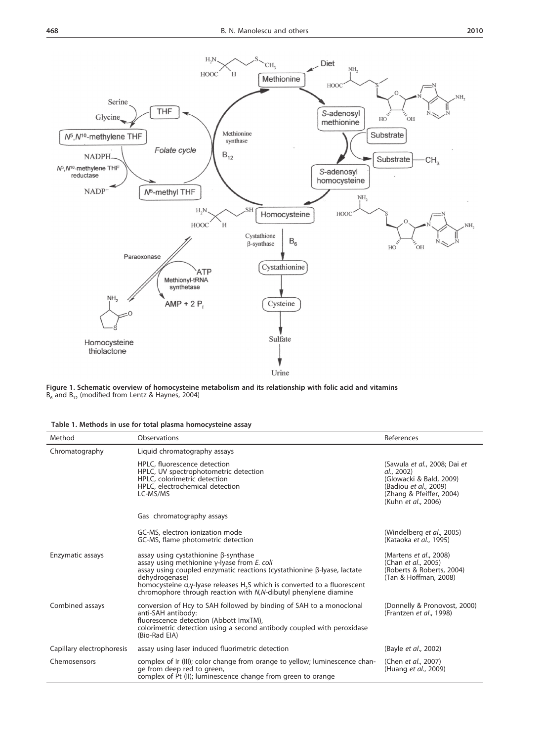**Figure 1. Schematic overview of homocysteine metabolism and its relationship with folic acid and vitamins** $B_6$ and $B_{12}$ (modified from Lentz & Haynes, 2004)

**Table 1. Methods in use for total plasma homocysteine assay**

| Method | Observations | References |
|---|---|---|
| Chromatography | Liquid chromatography assays | |
| | HPLC, fluorescence detection | (Sawula *et al.*, 2008; Dai *et al.*, 2002) |
| | HPLC, UV spectrophotometric detection | (Glowacki & Bald, 2009) |
| | HPLC, colorimetric detection | (Badiou *et al.*, 2009) |
| | HPLC, electrochemical detection | (Zhang & Pfeiffer, 2004) |
| | LC-MS/MS | (Kuhn *et al.*, 2006) |
| | Gas chromatography assays | |
| | GC-MS, electron ionization mode | (Windelberg *et al.*, 2005) |
| | GC-MS, flame photometric detection | (Kataoka *et al.*, 1995) |
| Enzymatic assays | assay using cystathionine β-synthase | (Martens *et al.*, 2008) |
| | assay using methionine γ-lyase from *E. coli* | (Chan *et al.*, 2005) |
| | assay using coupled enzymatic reactions (cystathionine β-lyase, lactate dehydrogenase) | (Roberts & Roberts, 2004) |
| | homocysteine α,γ-lyase releases $H_2S$ which is converted to a fluorescent chromophore through reaction with *N,N*-dibutyl phenylene diamine | (Tan & Hoffman, 2008) |
| Combined assays | conversion of Hcy to SAH followed by binding of SAH to a monoclonal anti-SAH antibody: | |
| | fluorescence detection (Abbott ImxTM), | (Donnelly & Pronovost, 2000) |
| | colorimetric detection using a second antibody coupled with peroxidase (Bio-Rad EIA) | (Frantzen *et al.*, 1998) |
| Capillary electrophoresis | assay using laser induced fluorimetric detection | (Bayle *et al.*, 2002) |
| Chemosensors | complex of Ir (III); color change from orange to yellow; luminescence change from deep red to green, | (Chen *et al.*, 2007) |
| | complex of Pt (II); luminescence change from green to orange | (Huang *et al.*, 2009) |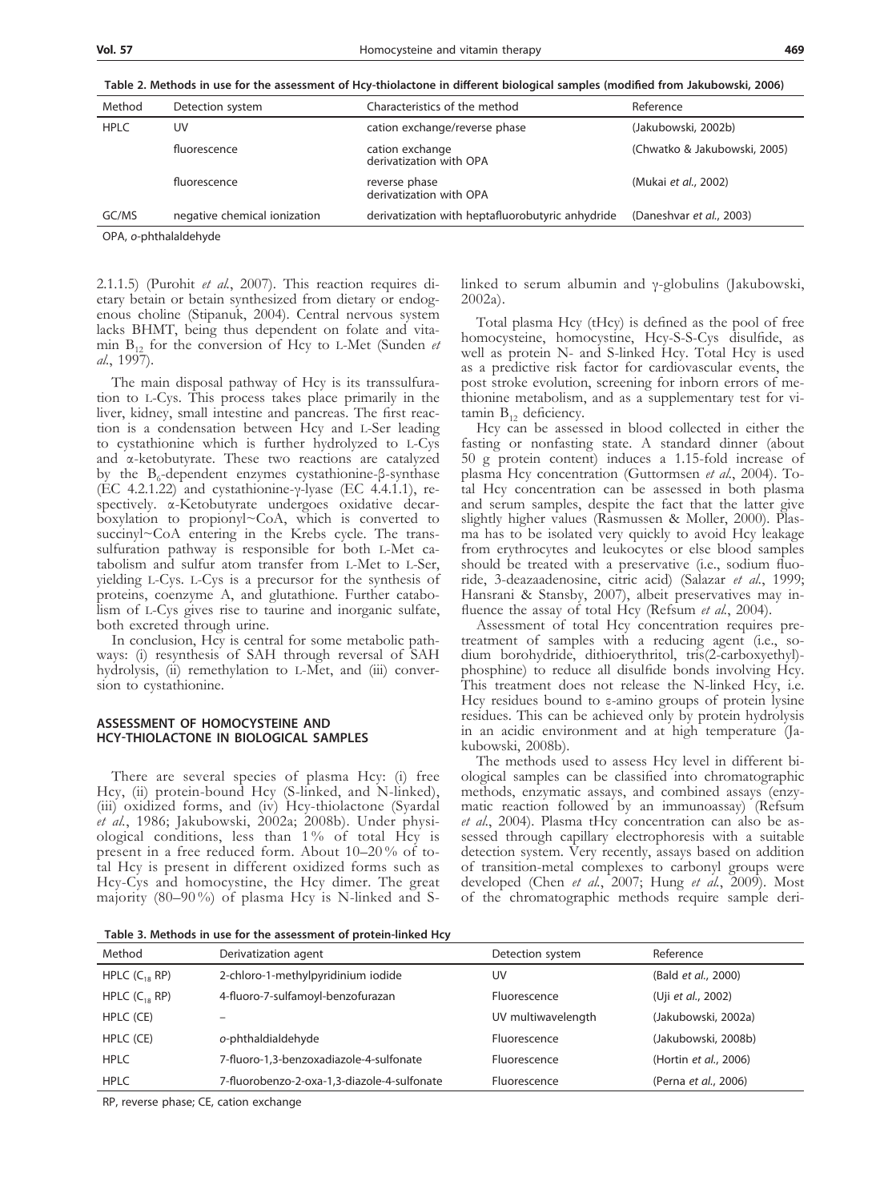**Table 2. Methods in use for the assessment of Hcy-thiolactone in different biological samples (modified from Jakubowski, 2006)**

| Method | Detection system | Characteristics of the method | Reference |
|---|---|---|---|
| HPLC | UV | cation exchange/reverse phase | (Jakubowski, 2002b) |
| | fluorescence | cation exchange derivatization with OPA | (Chwatko & Jakubowski, 2005) |
| | fluorescence | reverse phase derivatization with OPA | (Mukai *et al.*, 2002) |
| GC/MS | negative chemical ionization | derivatization with heptafluorobutyric anhydride | (Daneshvar *et al.*, 2003) |

OPA, *o*-phthalaldehyde

2.1.1.5) (Purohit *et al.*, 2007). This reaction requires dietary betain or betain synthesized from dietary or endogenous choline (Stipanuk, 2004). Central nervous system lacks BHMT, being thus dependent on folate and vitamin $B_{12}$ for the conversion of Hcy to L-Met (Sunden *et al.*, 1997).

The main disposal pathway of Hcy is its transsulfuration to L-Cys. This process takes place primarily in the liver, kidney, small intestine and pancreas. The first reaction is a condensation between Hcy and L-Ser leading to cystathionine which is further hydrolyzed to L-Cys and α-ketobutyrate. These two reactions are catalyzed by the $B_6$-dependent enzymes cystathionine-β-synthase (EC 4.2.1.22) and cystathionine-γ-lyase (EC 4.4.1.1), respectively. α-Ketobutyrate undergoes oxidative decarboxylation to propionyl~CoA, which is converted to succinyl~CoA entering in the Krebs cycle. The transsulfuration pathway is responsible for both L-Met catabolism and sulfur atom transfer from L-Met to L-Ser, yielding L-Cys. L-Cys is a precursor for the synthesis of proteins, coenzyme A, and glutathione. Further catabolism of L-Cys gives rise to taurine and inorganic sulfate, both excreted through urine.

In conclusion, Hcy is central for some metabolic pathways: (i) resynthesis of SAH through reversal of SAH hydrolysis, (ii) remethylation to L-Met, and (iii) conversion to cystathionine.

## ASSESSMENT OF HOMOCYSTEINE AND HCY-THIOLACTONE IN BIOLOGICAL SAMPLES

There are several species of plasma Hcy: (i) free Hcy, (ii) protein-bound Hcy (S-linked, and N-linked), (iii) oxidized forms, and (iv) Hcy-thiolactone (Syardal *et al.*, 1986; Jakubowski, 2002a; 2008b). Under physiological conditions, less than 1% of total Hcy is present in a free reduced form. About 10–20% of total Hcy is present in different oxidized forms such as Hcy-Cys and homocystine, the Hcy dimer. The great majority (80–90%) of plasma Hcy is N-linked and S-linked to serum albumin and γ-globulins (Jakubowski, 2002a).

Total plasma Hcy (tHcy) is defined as the pool of free homocysteine, homocystine, Hcy-S-S-Cys disulfide, as well as protein N- and S-linked Hcy. Total Hcy is used as a predictive risk factor for cardiovascular events, the post stroke evolution, screening for inborn errors of methionine metabolism, and as a supplementary test for vitamin $B_{12}$ deficiency.

Hcy can be assessed in blood collected in either the fasting or nonfasting state. A standard dinner (about 50 g protein content) induces a 1.15-fold increase of plasma Hcy concentration (Guttormsen *et al.*, 2004). Total Hcy concentration can be assessed in both plasma and serum samples, despite the fact that the latter give slightly higher values (Rasmussen & Moller, 2000). Plasma has to be isolated very quickly to avoid Hcy leakage from erythrocytes and leukocytes or else blood samples should be treated with a preservative (i.e., sodium fluoride, 3-deazaadenosine, citric acid) (Salazar *et al.*, 1999; Hansrani & Stansby, 2007), albeit preservatives may influence the assay of total Hcy (Refsum *et al.*, 2004).

Assessment of total Hcy concentration requires pretreatment of samples with a reducing agent (i.e., sodium borohydride, dithioerythritol, tris(2-carboxyethyl)-phosphine) to reduce all disulfide bonds involving Hcy. This treatment does not release the N-linked Hcy, i.e. Hcy residues bound to ε-amino groups of protein lysine residues. This can be achieved only by protein hydrolysis in an acidic environment and at high temperature (Jakubowski, 2008b).

The methods used to assess Hcy level in different biological samples can be classified into chromatographic methods, enzymatic assays, and combined assays (enzymatic reaction followed by an immunoassay) (Refsum *et al.*, 2004). Plasma tHcy concentration can also be assessed through capillary electrophoresis with a suitable detection system. Very recently, assays based on addition of transition-metal complexes to carbonyl groups were developed (Chen *et al.*, 2007; Hung *et al.*, 2009). Most of the chromatographic methods require sample deri-

**Table 3. Methods in use for the assessment of protein-linked Hcy**

| Method | Derivatization agent | Detection system | Reference |
|---|---|---|---|
| HPLC ($C_{18}$ RP) | 2-chloro-1-methylpyridinium iodide | UV | (Bald *et al.*, 2000) |
| HPLC ($C_{18}$ RP) | 4-fluoro-7-sulfamoyl-benzofurazan | Fluorescence | (Uji *et al.*, 2002) |
| HPLC (CE) | – | UV multiwavelength | (Jakubowski, 2002a) |
| HPLC (CE) | *o*-phthaldialdehyde | Fluorescence | (Jakubowski, 2008b) |
| HPLC | 7-fluoro-1,3-benzoxadiazole-4-sulfonate | Fluorescence | (Hortin *et al.*, 2006) |
| HPLC | 7-fluorobenzo-2-oxa-1,3-diazole-4-sulfonate | Fluorescence | (Perna *et al.*, 2006) |

RP, reverse phase; CE, cation exchange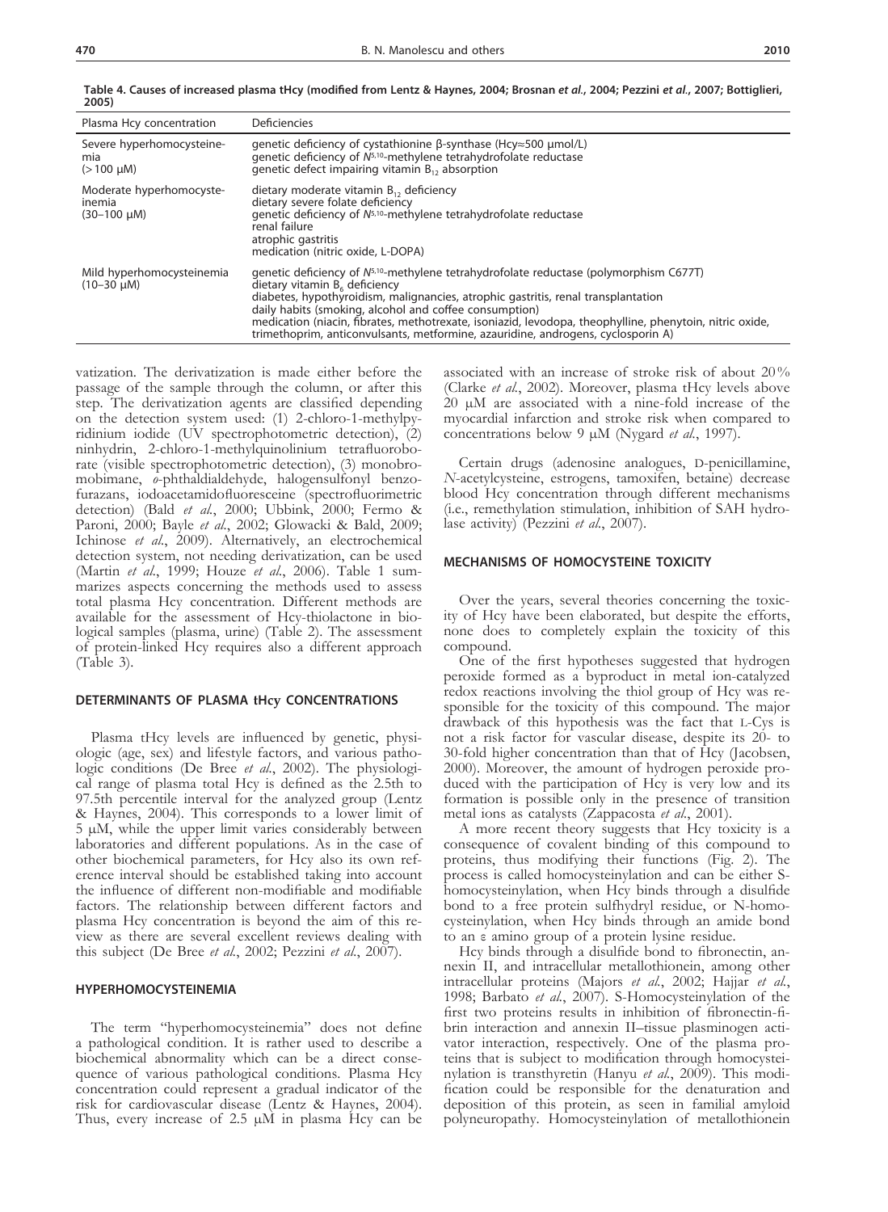**Table 4. Causes of increased plasma tHcy (modified from Lentz & Haynes, 2004; Brosnan *et al.*, 2004; Pezzini *et al.*, 2007; Bottiglieri, 2005)**

| Plasma Hcy concentration | Deficiencies |
|---|---|
| Severe hyperhomocysteinemia (> 100 μM) | genetic deficiency of cystathionine β-synthase (Hcy≈500 μmol/L)<br>genetic deficiency of $N^{5,10}$-methylene tetrahydrofolate reductase<br>genetic defect impairing vitamin $B_{12}$ absorption |
| Moderate hyperhomocysteinemia (30–100 μM) | dietary moderate vitamin $B_{12}$ deficiency<br>dietary severe folate deficiency<br>genetic deficiency of $N^{5,10}$-methylene tetrahydrofolate reductase<br>renal failure<br>atrophic gastritis<br>medication (nitric oxide, L-DOPA) |
| Mild hyperhomocysteinemia (10–30 μM) | genetic deficiency of $N^{5,10}$-methylene tetrahydrofolate reductase (polymorphism C677T)<br>dietary vitamin $B_6$ deficiency<br>diabetes, hypothyroidism, malignancies, atrophic gastritis, renal transplantation<br>daily habits (smoking, alcohol and coffee consumption)<br>medication (niacin, fibrates, methotrexate, isoniazid, levodopa, theophylline, phenytoin, nitric oxide, trimethoprim, anticonvulsants, metformine, azauridine, androgens, cyclosporin A) |

vatization. The derivatization is made either before the passage of the sample through the column, or after this step. The derivatization agents are classified depending on the detection system used: (1) 2-chloro-1-methylpyridinium iodide (UV spectrophotometric detection), (2) ninhydrin, 2-chloro-1-methylquinolinium tetrafluoroborate (visible spectrophotometric detection), (3) monobromobimane, *o*-phthaldialdehyde, halogensulfonyl benzofurazans, iodoacetamidofluoresceine (spectrofluorimetric detection) (Bald *et al.*, 2000; Ubbink, 2000; Fermo & Paroni, 2000; Bayle *et al.*, 2002; Glowacki & Bald, 2009; Ichinose *et al.*, 2009). Alternatively, an electrochemical detection system, not needing derivatization, can be used (Martin *et al.*, 1999; Houze *et al.*, 2006). Table 1 summarizes aspects concerning the methods used to assess total plasma Hcy concentration. Different methods are available for the assessment of Hcy-thiolactone in biological samples (plasma, urine) (Table 2). The assessment of protein-linked Hcy requires also a different approach (Table 3).

## DETERMINANTS OF PLASMA tHcy CONCENTRATIONS

Plasma tHcy levels are influenced by genetic, physiologic (age, sex) and lifestyle factors, and various pathologic conditions (De Bree *et al.*, 2002). The physiological range of plasma total Hcy is defined as the 2.5th to 97.5th percentile interval for the analyzed group (Lentz & Haynes, 2004). This corresponds to a lower limit of 5 μM, while the upper limit varies considerably between laboratories and different populations. As in the case of other biochemical parameters, for Hcy also its own reference interval should be established taking into account the influence of different non-modifiable and modifiable factors. The relationship between different factors and plasma Hcy concentration is beyond the aim of this review as there are several excellent reviews dealing with this subject (De Bree *et al.*, 2002; Pezzini *et al.*, 2007).

## HYPERHOMOCYSTEINEMIA

The term "hyperhomocysteinemia" does not define a pathological condition. It is rather used to describe a biochemical abnormality which can be a direct consequence of various pathological conditions. Plasma Hcy concentration could represent a gradual indicator of the risk for cardiovascular disease (Lentz & Haynes, 2004). Thus, every increase of 2.5 μM in plasma Hcy can be associated with an increase of stroke risk of about 20% (Clarke *et al.*, 2002). Moreover, plasma tHcy levels above 20 μM are associated with a nine-fold increase of the myocardial infarction and stroke risk when compared to concentrations below 9 μM (Nygard *et al.*, 1997).

Certain drugs (adenosine analogues, D-penicillamine, *N*-acetylcysteine, estrogens, tamoxifen, betaine) decrease blood Hcy concentration through different mechanisms (i.e., remethylation stimulation, inhibition of SAH hydrolase activity) (Pezzini *et al.*, 2007).

## MECHANISMS OF HOMOCYSTEINE TOXICITY

Over the years, several theories concerning the toxicity of Hcy have been elaborated, but despite the efforts, none does to completely explain the toxicity of this compound.

One of the first hypotheses suggested that hydrogen peroxide formed as a byproduct in metal ion-catalyzed redox reactions involving the thiol group of Hcy was responsible for the toxicity of this compound. The major drawback of this hypothesis was the fact that L-Cys is not a risk factor for vascular disease, despite its 20- to 30-fold higher concentration than that of Hcy (Jacobsen, 2000). Moreover, the amount of hydrogen peroxide produced with the participation of Hcy is very low and its formation is possible only in the presence of transition metal ions as catalysts (Zappacosta *et al.*, 2001).

A more recent theory suggests that Hcy toxicity is a consequence of covalent binding of this compound to proteins, thus modifying their functions (Fig. 2). The process is called homocysteinylation and can be either S-homocysteinylation, when Hcy binds through a disulfide bond to a free protein sulfhydryl residue, or N-homocysteinylation, when Hcy binds through an amide bond to an ε amino group of a protein lysine residue.

Hcy binds through a disulfide bond to fibronectin, annexin II, and intracellular metallothionein, among other intracellular proteins (Majors *et al.*, 2002; Hajjar *et al.*, 1998; Barbato *et al.*, 2007). S-Homocysteinylation of the first two proteins results in inhibition of fibronectin-fibrin interaction and annexin II–tissue plasminogen activator interaction, respectively. One of the plasma proteins that is subject to modification through homocysteinylation is transthyretin (Hanyu *et al.*, 2009). This modification could be responsible for the denaturation and deposition of this protein, as seen in familial amyloid polyneuropathy. Homocysteinylation of metallothionein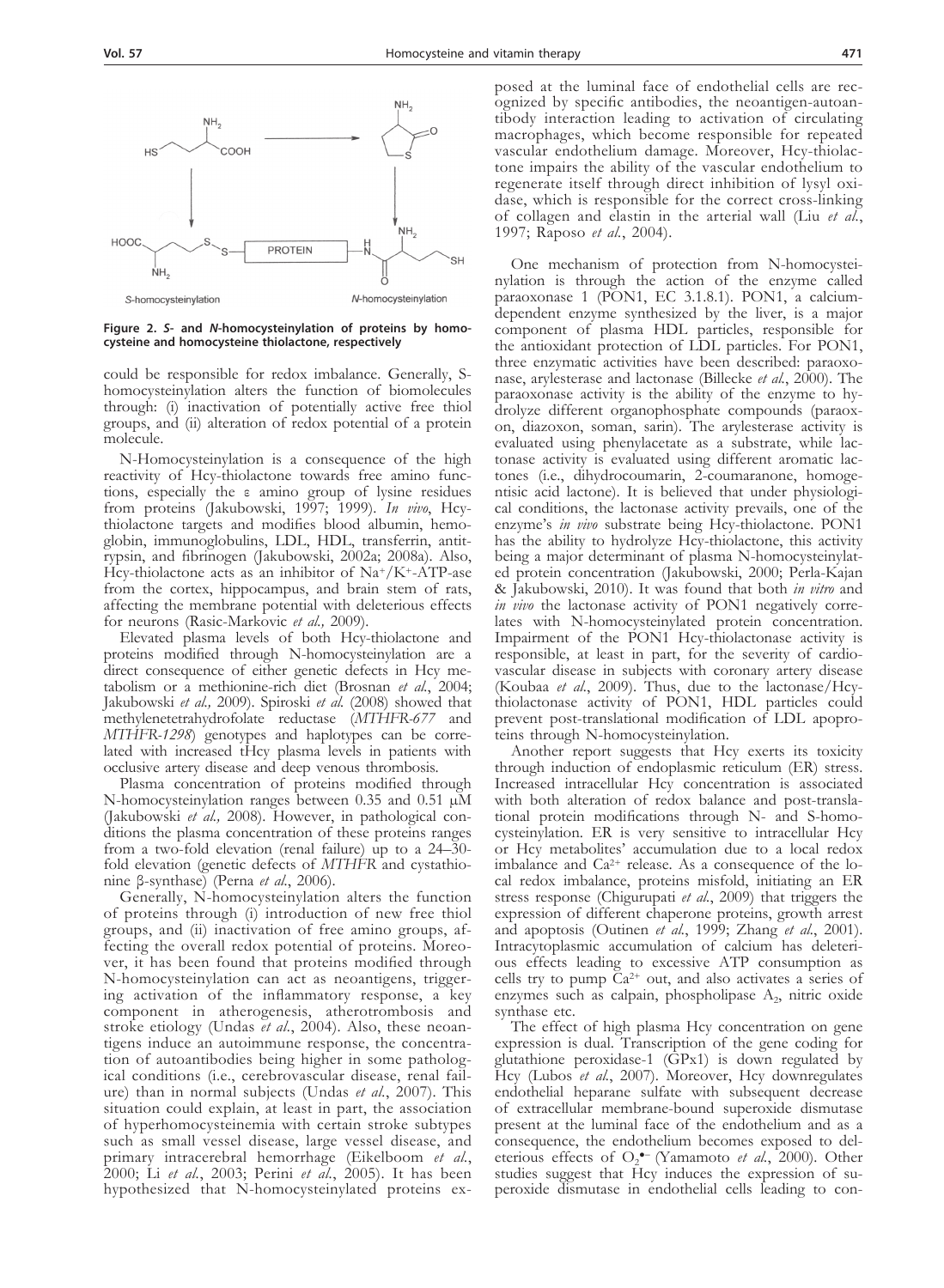Figure 2. *S*- and *N*-homocysteinylation of proteins by homocysteine and homocysteine thiolactone, respectively

could be responsible for redox imbalance. Generally, S-homocysteinylation alters the function of biomolecules through: (i) inactivation of potentially active free thiol groups, and (ii) alteration of redox potential of a protein molecule.

N-Homocysteinylation is a consequence of the high reactivity of Hcy-thiolactone towards free amino functions, especially the ε amino group of lysine residues from proteins (Jakubowski, 1997; 1999). *In vivo*, Hcy-thiolactone targets and modifies blood albumin, hemoglobin, immunoglobulins, LDL, HDL, transferrin, antitrypsin, and fibrinogen (Jakubowski, 2002a; 2008a). Also, Hcy-thiolactone acts as an inhibitor of $Na^+/K^+$-ATP-ase from the cortex, hippocampus, and brain stem of rats, affecting the membrane potential with deleterious effects for neurons (Rasic-Markovic *et al.,* 2009).

Elevated plasma levels of both Hcy-thiolactone and proteins modified through N-homocysteinylation are a direct consequence of either genetic defects in Hcy metabolism or a methionine-rich diet (Brosnan *et al.*, 2004; Jakubowski *et al.,* 2009). Spiroski *et al.* (2008) showed that methylenetetrahydrofolate reductase (*MTHFR-677* and *MTHFR-1298*) genotypes and haplotypes can be correlated with increased tHcy plasma levels in patients with occlusive artery disease and deep venous thrombosis.

Plasma concentration of proteins modified through N-homocysteinylation ranges between 0.35 and 0.51 μM (Jakubowski *et al.,* 2008). However, in pathological conditions the plasma concentration of these proteins ranges from a two-fold elevation (renal failure) up to a 24–30-fold elevation (genetic defects of *MTHFR* and cystathionine β-synthase) (Perna *et al.*, 2006).

Generally, N-homocysteinylation alters the function of proteins through (i) introduction of new free thiol groups, and (ii) inactivation of free amino groups, affecting the overall redox potential of proteins. Moreover, it has been found that proteins modified through N-homocysteinylation can act as neoantigens, triggering activation of the inflammatory response, a key component in atherogenesis, atherotrombosis and stroke etiology (Undas *et al.*, 2004). Also, these neoantigens induce an autoimmune response, the concentration of autoantibodies being higher in some pathological conditions (i.e., cerebrovascular disease, renal failure) than in normal subjects (Undas *et al.*, 2007). This situation could explain, at least in part, the association of hyperhomocysteinemia with certain stroke subtypes such as small vessel disease, large vessel disease, and primary intracerebral hemorrhage (Eikelboom *et al.*, 2000; Li *et al.*, 2003; Perini *et al.*, 2005). It has been hypothesized that N-homocysteinylated proteins exposed at the luminal face of endothelial cells are recognized by specific antibodies, the neoantigen-autoantibody interaction leading to activation of circulating macrophages, which become responsible for repeated vascular endothelium damage. Moreover, Hcy-thiolactone impairs the ability of the vascular endothelium to regenerate itself through direct inhibition of lysyl oxidase, which is responsible for the correct cross-linking of collagen and elastin in the arterial wall (Liu *et al.*, 1997; Raposo *et al.*, 2004).

One mechanism of protection from N-homocysteinylation is through the action of the enzyme called paraoxonase 1 (PON1, EC 3.1.8.1). PON1, a calcium-dependent enzyme synthesized by the liver, is a major component of plasma HDL particles, responsible for the antioxidant protection of LDL particles. For PON1, three enzymatic activities have been described: paraoxonase, arylesterase and lactonase (Billecke *et al.*, 2000). The paraoxonase activity is the ability of the enzyme to hydrolyze different organophosphate compounds (paraoxon, diazoxon, soman, sarin). The arylesterase activity is evaluated using phenylacetate as a substrate, while lactonase activity is evaluated using different aromatic lactones (i.e., dihydrocoumarin, 2-coumaranone, homogentisic acid lactone). It is believed that under physiological conditions, the lactonase activity prevails, one of the enzyme's *in vivo* substrate being Hcy-thiolactone. PON1 has the ability to hydrolyze Hcy-thiolactone, this activity being a major determinant of plasma N-homocysteinylated protein concentration (Jakubowski, 2000; Perla-Kajan & Jakubowski, 2010). It was found that both *in vitro* and *in vivo* the lactonase activity of PON1 negatively correlates with N-homocysteinylated protein concentration. Impairment of the PON1 Hcy-thiolactonase activity is responsible, at least in part, for the severity of cardiovascular disease in subjects with coronary artery disease (Koubaa *et al.*, 2009). Thus, due to the lactonase/Hcy-thiolactonase activity of PON1, HDL particles could prevent post-translational modification of LDL apoproteins through N-homocysteinylation.

Another report suggests that Hcy exerts its toxicity through induction of endoplasmic reticulum (ER) stress. Increased intracellular Hcy concentration is associated with both alteration of redox balance and post-translational protein modifications through N- and S-homocysteinylation. ER is very sensitive to intracellular Hcy or Hcy metabolites' accumulation due to a local redox imbalance and $Ca^{2+}$ release. As a consequence of the local redox imbalance, proteins misfold, initiating an ER stress response (Chigurupati *et al.*, 2009) that triggers the expression of different chaperone proteins, growth arrest and apoptosis (Outinen *et al.*, 1999; Zhang *et al.*, 2001). Intracytoplasmic accumulation of calcium has deleterious effects leading to excessive ATP consumption as cells try to pump $Ca^{2+}$ out, and also activates a series of enzymes such as calpain, phospholipase $A_2$, nitric oxide synthase etc.

The effect of high plasma Hcy concentration on gene expression is dual. Transcription of the gene coding for glutathione peroxidase-1 (GPx1) is down regulated by Hcy (Lubos *et al.*, 2007). Moreover, Hcy downregulates endothelial heparane sulfate with subsequent decrease of extracellular membrane-bound superoxide dismutase present at the luminal face of the endothelium and as a consequence, the endothelium becomes exposed to deleterious effects of $O_2^{\bullet -}$ (Yamamoto *et al.*, 2000). Other studies suggest that Hcy induces the expression of superoxide dismutase in endothelial cells leading to con-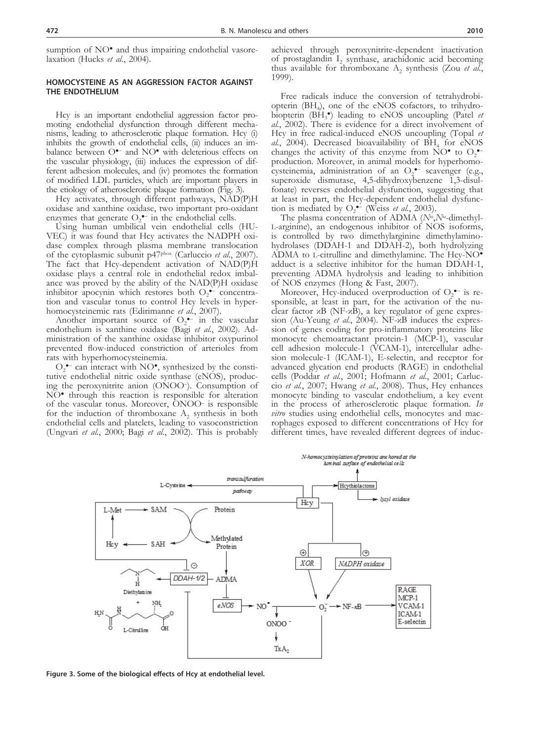sumption of $NO^{\bullet}$ and thus impairing endothelial vasorelaxation (Hucks *et al.*, 2004).

## HOMOCYSTEINE AS AN AGGRESSION FACTOR AGAINST THE ENDOTHELIUM

Hcy is an important endothelial aggression factor promoting endothelial dysfunction through different mechanisms, leading to atherosclerotic plaque formation. Hcy (i) inhibits the growth of endothelial cells, (ii) induces an imbalance between $O^{\bullet-}$ and $NO^{\bullet}$ with deleterious effects on the vascular physiology, (iii) induces the expression of different adhesion molecules, and (iv) promotes the formation of modified LDL particles, which are important players in the etiology of atherosclerotic plaque formation (Fig. 3).

Hcy activates, through different pathways, NAD(P)H oxidase and xanthine oxidase, two important pro-oxidant enzymes that generate $O_2^{\bullet-}$ in the endothelial cells.

Using human umbilical vein endothelial cells (HUVEC) it was found that Hcy activates the NADPH oxidase complex through plasma membrane translocation of the cytoplasmic subunit $p47^{phox}$ (Carluccio *et al.*, 2007). The fact that Hcy-dependent activation of NAD(P)H oxidase plays a central role in endothelial redox imbalance was proved by the ability of the NAD(P)H oxidase inhibitor apocynin which restores both $O_2^{\bullet-}$ concentration and vascular tonus to control Hcy levels in hyperhomocysteinemic rats (Edirimanne *et al.*, 2007).

Another important source of $O_2^{\bullet-}$ in the vascular endothelium is xanthine oxidase (Bagi *et al.*, 2002). Administration of the xanthine oxidase inhibitor oxypurinol prevented flow-induced constriction of arterioles from rats with hyperhomocysteinemia.

$O_2^{\bullet-}$ can interact with $NO^{\bullet}$, synthesized by the constitutive endothelial nitric oxide synthase (eNOS), producing the peroxynitrite anion ($ONOO^-$). Consumption of $NO^{\bullet}$ through this reaction is responsible for alteration of the vascular tonus. Moreover, $ONOO^-$ is responsible for the induction of thromboxane $A_2$ synthesis in both endothelial cells and platelets, leading to vasoconstriction (Ungvari *et al.*, 2000; Bagi *et al.*, 2002). This is probably achieved through peroxynitrite-dependent inactivation of prostaglandin $I_2$ synthase, arachidonic acid becoming thus available for thromboxane $A_2$ synthesis (Zou *et al.*, 1999).

Free radicals induce the conversion of tetrahydrobiopterin ($BH_4$), one of the eNOS cofactors, to trihydrobiopterin ($BH_3^{\bullet}$) leading to eNOS uncoupling (Patel *et al.*, 2002). There is evidence for a direct involvement of Hcy in free radical-induced eNOS uncoupling (Topal *et al.*, 2004). Decreased bioavailability of $BH_4$ for eNOS changes the activity of this enzyme from $NO^{\bullet}$ to $O_2^{\bullet-}$ production. Moreover, in animal models for hyperhomocysteinemia, administration of an $O_2^{\bullet-}$ scavenger (e.g., superoxide dismutase, 4,5-dihydroxybenzene 1,3-disulfonate) reverses endothelial dysfunction, suggesting that at least in part, the Hcy-dependent endothelial dysfunction is mediated by $O_2^{\bullet-}$ (Weiss *et al.*, 2003).

The plasma concentration of ADMA ($N^{\omega}$,$N^{\omega}$-dimethyl-L-arginine), an endogenous inhibitor of NOS isoforms, is controlled by two dimethylarginine dimethylaminohydrolases (DDAH-1 and DDAH-2), both hydrolyzing ADMA to L-citrulline and dimethylamine. The Hcy-$NO^{\bullet}$ adduct is a selective inhibitor for the human DDAH-1, preventing ADMA hydrolysis and leading to inhibition of NOS enzymes (Hong & Fast, 2007).

Moreover, Hcy-induced overproduction of $O_2^{\bullet-}$ is responsible, at least in part, for the activation of the nuclear factor κB (NF-κB), a key regulator of gene expression (Au-Yeung *et al.*, 2004). NF-κB induces the expression of genes coding for pro-inflammatory proteins like monocyte chemoattractant protein-1 (MCP-1), vascular cell adhesion molecule-1 (VCAM-1), intercellular adhesion molecule-1 (ICAM-1), E-selectin, and receptor for advanced glycation end products (RAGE) in endothelial cells (Poddar *et al.*, 2001; Hofmann *et al.*, 2001; Carluccio *et al.*, 2007; Hwang *et al.*, 2008). Thus, Hcy enhances monocyte binding to vascular endothelium, a key event in the process of atherosclerotic plaque formation. *In vitro* studies using endothelial cells, monocytes and macrophages exposed to different concentrations of Hcy for different times, have revealed different degrees of induc-

**Figure 3. Some of the biological effects of Hcy at endothelial level.**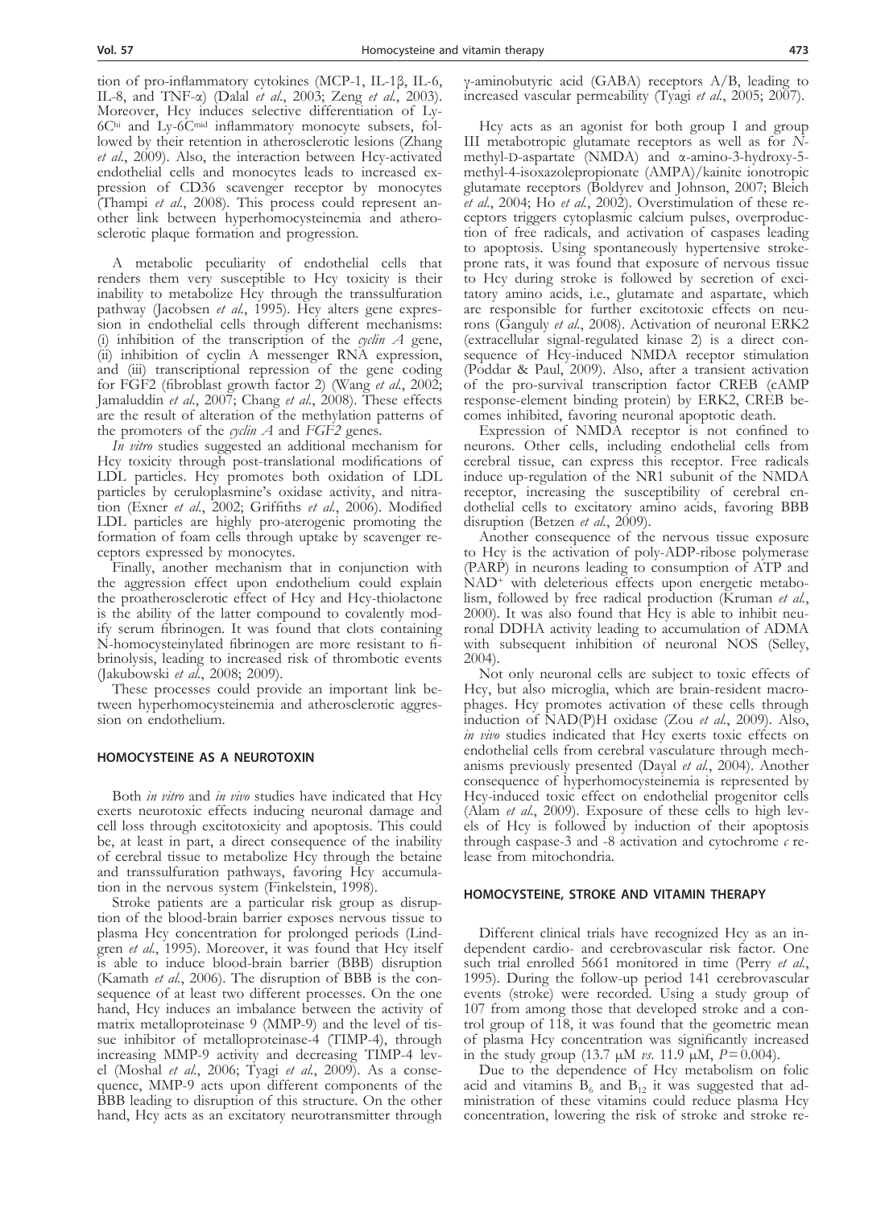tion of pro-inflammatory cytokines (MCP-1, IL-1β, IL-6, IL-8, and TNF-α) (Dalal *et al.*, 2003; Zeng *et al.*, 2003). Moreover, Hcy induces selective differentiation of Ly-6C$^{hi}$ and Ly-6C$^{mid}$ inflammatory monocyte subsets, followed by their retention in atherosclerotic lesions (Zhang *et al.*, 2009). Also, the interaction between Hcy-activated endothelial cells and monocytes leads to increased expression of CD36 scavenger receptor by monocytes (Thampi *et al.*, 2008). This process could represent another link between hyperhomocysteinemia and atherosclerotic plaque formation and progression.

A metabolic peculiarity of endothelial cells that renders them very susceptible to Hcy toxicity is their inability to metabolize Hcy through the transsulfuration pathway (Jacobsen *et al.*, 1995). Hcy alters gene expression in endothelial cells through different mechanisms: (i) inhibition of the transcription of the *cyclin A* gene, (ii) inhibition of cyclin A messenger RNA expression, and (iii) transcriptional repression of the gene coding for FGF2 (fibroblast growth factor 2) (Wang *et al.*, 2002; Jamaluddin *et al.*, 2007; Chang *et al.*, 2008). These effects are the result of alteration of the methylation patterns of the promoters of the *cyclin A* and *FGF2* genes.

*In vitro* studies suggested an additional mechanism for Hcy toxicity through post-translational modifications of LDL particles. Hcy promotes both oxidation of LDL particles by ceruloplasmine's oxidase activity, and nitration (Exner *et al.*, 2002; Griffiths *et al.*, 2006). Modified LDL particles are highly pro-aterogenic promoting the formation of foam cells through uptake by scavenger receptors expressed by monocytes.

Finally, another mechanism that in conjunction with the aggression effect upon endothelium could explain the proatherosclerotic effect of Hcy and Hcy-thiolactone is the ability of the latter compound to covalently modify serum fibrinogen. It was found that clots containing N-homocysteinylated fibrinogen are more resistant to fibrinolysis, leading to increased risk of thrombotic events (Jakubowski *et al.*, 2008; 2009).

These processes could provide an important link between hyperhomocysteinemia and atherosclerotic aggression on endothelium.

## HOMOCYSTEINE AS A NEUROTOXIN

Both *in vitro* and *in vivo* studies have indicated that Hcy exerts neurotoxic effects inducing neuronal damage and cell loss through excitotoxicity and apoptosis. This could be, at least in part, a direct consequence of the inability of cerebral tissue to metabolize Hcy through the betaine and transsulfuration pathways, favoring Hcy accumulation in the nervous system (Finkelstein, 1998).

Stroke patients are a particular risk group as disruption of the blood-brain barrier exposes nervous tissue to plasma Hcy concentration for prolonged periods (Lindgren *et al.*, 1995). Moreover, it was found that Hcy itself is able to induce blood-brain barrier (BBB) disruption (Kamath *et al.*, 2006). The disruption of BBB is the consequence of at least two different processes. On the one hand, Hcy induces an imbalance between the activity of matrix metalloproteinase 9 (MMP-9) and the level of tissue inhibitor of metalloproteinase-4 (TIMP-4), through increasing MMP-9 activity and decreasing TIMP-4 level (Moshal *et al.*, 2006; Tyagi *et al.*, 2009). As a consequence, MMP-9 acts upon different components of the BBB leading to disruption of this structure. On the other hand, Hcy acts as an excitatory neurotransmitter through γ-aminobutyric acid (GABA) receptors A/B, leading to increased vascular permeability (Tyagi *et al.*, 2005; 2007).

Hcy acts as an agonist for both group I and group III metabotropic glutamate receptors as well as for N-methyl-D-aspartate (NMDA) and α-amino-3-hydroxy-5-methyl-4-isoxazolepropionate (AMPA)/kainite ionotropic glutamate receptors (Boldyrev and Johnson, 2007; Bleich *et al.*, 2004; Ho *et al.*, 2002). Overstimulation of these receptors triggers cytoplasmic calcium pulses, overproduction of free radicals, and activation of caspases leading to apoptosis. Using spontaneously hypertensive stroke-prone rats, it was found that exposure of nervous tissue to Hcy during stroke is followed by secretion of excitatory amino acids, i.e., glutamate and aspartate, which are responsible for further excitotoxic effects on neurons (Ganguly *et al.*, 2008). Activation of neuronal ERK2 (extracellular signal-regulated kinase 2) is a direct consequence of Hcy-induced NMDA receptor stimulation (Poddar & Paul, 2009). Also, after a transient activation of the pro-survival transcription factor CREB (cAMP response-element binding protein) by ERK2, CREB becomes inhibited, favoring neuronal apoptotic death.

Expression of NMDA receptor is not confined to neurons. Other cells, including endothelial cells from cerebral tissue, can express this receptor. Free radicals induce up-regulation of the NR1 subunit of the NMDA receptor, increasing the susceptibility of cerebral endothelial cells to excitatory amino acids, favoring BBB disruption (Betzen *et al.*, 2009).

Another consequence of the nervous tissue exposure to Hcy is the activation of poly-ADP-ribose polymerase (PARP) in neurons leading to consumption of ATP and $NAD^+$ with deleterious effects upon energetic metabolism, followed by free radical production (Kruman *et al.*, 2000). It was also found that Hcy is able to inhibit neuronal DDHA activity leading to accumulation of ADMA with subsequent inhibition of neuronal NOS (Selley, 2004).

Not only neuronal cells are subject to toxic effects of Hcy, but also microglia, which are brain-resident macrophages. Hcy promotes activation of these cells through induction of NAD(P)H oxidase (Zou *et al.*, 2009). Also, *in vivo* studies indicated that Hcy exerts toxic effects on endothelial cells from cerebral vasculature through mechanisms previously presented (Dayal *et al.*, 2004). Another consequence of hyperhomocysteinemia is represented by Hcy-induced toxic effect on endothelial progenitor cells (Alam *et al.*, 2009). Exposure of these cells to high levels of Hcy is followed by induction of their apoptosis through caspase-3 and -8 activation and cytochrome *c* release from mitochondria.

## HOMOCYSTEINE, STROKE AND VITAMIN THERAPY

Different clinical trials have recognized Hcy as an independent cardio- and cerebrovascular risk factor. One such trial enrolled 5661 monitored in time (Perry *et al.*, 1995). During the follow-up period 141 cerebrovascular events (stroke) were recorded. Using a study group of 107 from among those that developed stroke and a control group of 118, it was found that the geometric mean of plasma Hcy concentration was significantly increased in the study group (13.7 μM *vs.* 11.9 μM, $P = 0.004$).

Due to the dependence of Hcy metabolism on folic acid and vitamins $B_6$ and $B_{12}$ it was suggested that administration of these vitamins could reduce plasma Hcy concentration, lowering the risk of stroke and stroke re-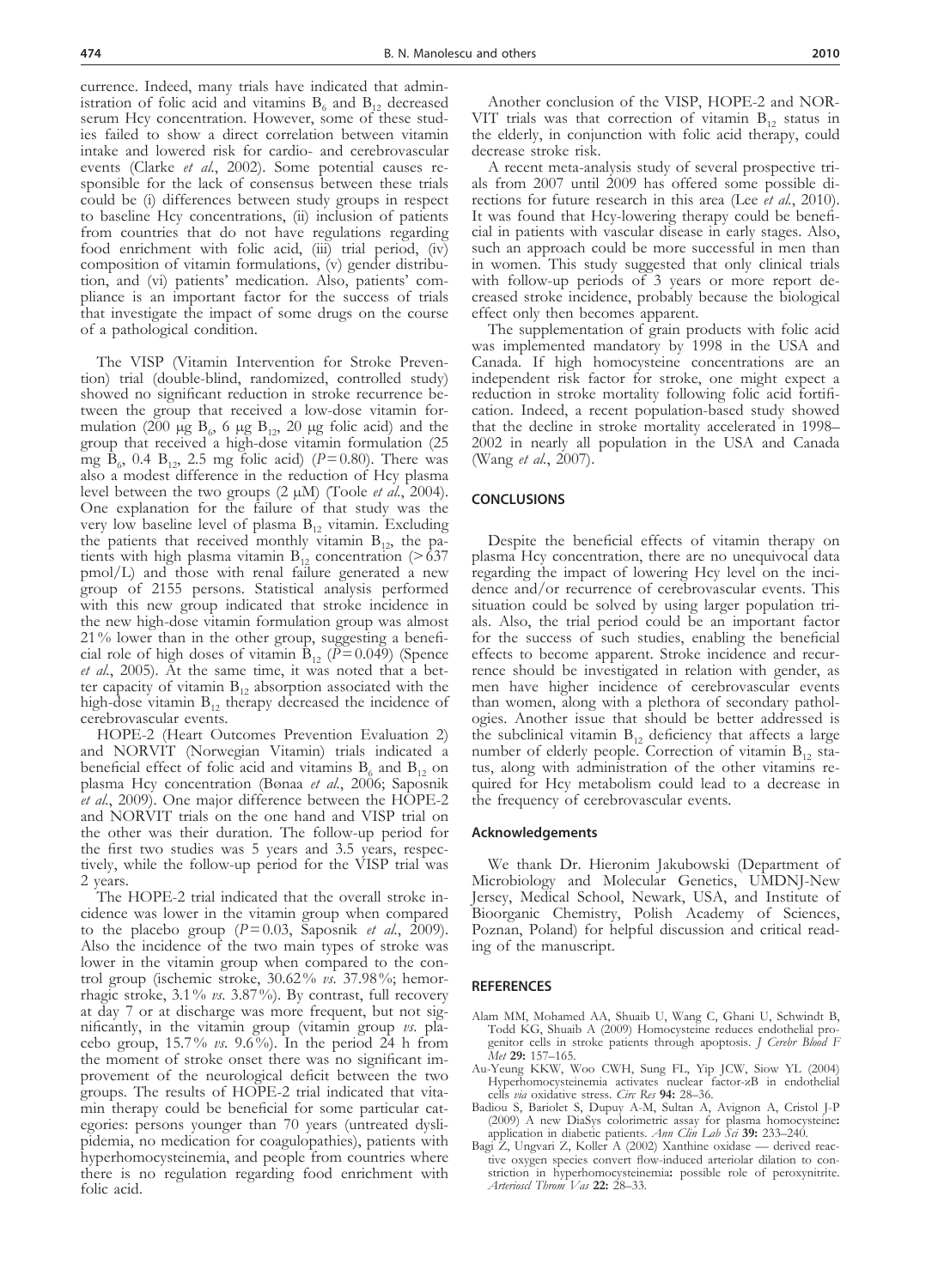currence. Indeed, many trials have indicated that administration of folic acid and vitamins $B_6$ and $B_{12}$ decreased serum Hcy concentration. However, some of these studies failed to show a direct correlation between vitamin intake and lowered risk for cardio- and cerebrovascular events (Clarke *et al.*, 2002). Some potential causes responsible for the lack of consensus between these trials could be (i) differences between study groups in respect to baseline Hcy concentrations, (ii) inclusion of patients from countries that do not have regulations regarding food enrichment with folic acid, (iii) trial period, (iv) composition of vitamin formulations, (v) gender distribution, and (vi) patients' medication. Also, patients' compliance is an important factor for the success of trials that investigate the impact of some drugs on the course of a pathological condition.

The VISP (Vitamin Intervention for Stroke Prevention) trial (double-blind, randomized, controlled study) showed no significant reduction in stroke recurrence between the group that received a low-dose vitamin formulation (200 μg $B_6$, 6 μg $B_{12}$, 20 μg folic acid) and the group that received a high-dose vitamin formulation (25 mg $B_6$, 0.4 $B_{12}$, 2.5 mg folic acid) ($P = 0.80$). There was also a modest difference in the reduction of Hcy plasma level between the two groups (2 μM) (Toole *et al.*, 2004). One explanation for the failure of that study was the very low baseline level of plasma $B_{12}$ vitamin. Excluding the patients that received monthly vitamin $B_{12}$, the patients with high plasma vitamin $B_{12}$ concentration (> 637 pmol/L) and those with renal failure generated a new group of 2155 persons. Statistical analysis performed with this new group indicated that stroke incidence in the new high-dose vitamin formulation group was almost 21% lower than in the other group, suggesting a beneficial role of high doses of vitamin $B_{12}$ ($P = 0.049$) (Spence *et al.*, 2005). At the same time, it was noted that a better capacity of vitamin $B_{12}$ absorption associated with the high-dose vitamin $B_{12}$ therapy decreased the incidence of cerebrovascular events.

HOPE-2 (Heart Outcomes Prevention Evaluation 2) and NORVIT (Norwegian Vitamin) trials indicated a beneficial effect of folic acid and vitamins $B_6$ and $B_{12}$ on plasma Hcy concentration (Bønaa *et al.*, 2006; Saposnik *et al.*, 2009). One major difference between the HOPE-2 and NORVIT trials on the one hand and VISP trial on the other was their duration. The follow-up period for the first two studies was 5 years and 3.5 years, respectively, while the follow-up period for the VISP trial was 2 years.

The HOPE-2 trial indicated that the overall stroke incidence was lower in the vitamin group when compared to the placebo group ($P = 0.03$, Saposnik *et al.*, 2009). Also the incidence of the two main types of stroke was lower in the vitamin group when compared to the control group (ischemic stroke, 30.62% *vs.* 37.98%; hemorrhagic stroke, 3.1% *vs.* 3.87%). By contrast, full recovery at day 7 or at discharge was more frequent, but not significantly, in the vitamin group (vitamin group *vs.* placebo group, 15.7% *vs.* 9.6%). In the period 24 h from the moment of stroke onset there was no significant improvement of the neurological deficit between the two groups. The results of HOPE-2 trial indicated that vitamin therapy could be beneficial for some particular categories: persons younger than 70 years (untreated dyslipidemia, no medication for coagulopathies), patients with hyperhomocysteinemia, and people from countries where there is no regulation regarding food enrichment with folic acid.

Another conclusion of the VISP, HOPE-2 and NORVIT trials was that correction of vitamin $B_{12}$ status in the elderly, in conjunction with folic acid therapy, could decrease stroke risk.

A recent meta-analysis study of several prospective trials from 2007 until 2009 has offered some possible directions for future research in this area (Lee *et al.*, 2010). It was found that Hcy-lowering therapy could be beneficial in patients with vascular disease in early stages. Also, such an approach could be more successful in men than in women. This study suggested that only clinical trials with follow-up periods of 3 years or more report decreased stroke incidence, probably because the biological effect only then becomes apparent.

The supplementation of grain products with folic acid was implemented mandatory by 1998 in the USA and Canada. If high homocysteine concentrations are an independent risk factor for stroke, one might expect a reduction in stroke mortality following folic acid fortification. Indeed, a recent population-based study showed that the decline in stroke mortality accelerated in 1998–2002 in nearly all population in the USA and Canada (Wang *et al.*, 2007).

## CONCLUSIONS

Despite the beneficial effects of vitamin therapy on plasma Hcy concentration, there are no unequivocal data regarding the impact of lowering Hcy level on the incidence and/or recurrence of cerebrovascular events. This situation could be solved by using larger population trials. Also, the trial period could be an important factor for the success of such studies, enabling the beneficial effects to become apparent. Stroke incidence and recurrence should be investigated in relation with gender, as men have higher incidence of cerebrovascular events than women, along with a plethora of secondary pathologies. Another issue that should be better addressed is the subclinical vitamin $B_{12}$ deficiency that affects a large number of elderly people. Correction of vitamin $B_{12}$ status, along with administration of the other vitamins required for Hcy metabolism could lead to a decrease in the frequency of cerebrovascular events.

### Acknowledgements

We thank Dr. Hieronim Jakubowski (Department of Microbiology and Molecular Genetics, UMDNJ-New Jersey, Medical School, Newark, USA, and Institute of Bioorganic Chemistry, Polish Academy of Sciences, Poznan, Poland) for helpful discussion and critical reading of the manuscript.

## REFERENCES

Alam MM, Mohamed AA, Shuaib U, Wang C, Ghani U, Schwindt B, Todd KG, Shuaib A (2009) Homocysteine reduces endothelial progenitor cells in stroke patients through apoptosis. *J Cerebr Blood F Met* **29:** 157–165.

Au-Yeung KKW, Woo CWH, Sung FL, Yip JCW, Siow YL (2004) Hyperhomocysteinemia activates nuclear factor-κB in endothelial cells *via* oxidative stress. *Circ Res* **94:** 28–36.

Badiou S, Bariolet S, Dupuy A-M, Sultan A, Avignon A, Cristol J-P (2009) A new DiaSys colorimetric assay for plasma homocysteine: application in diabetic patients. *Ann Clin Lab Sci* **39:** 233–240.

Bagi Z, Ungvari Z, Koller A (2002) Xanthine oxidase — derived reactive oxygen species convert flow-induced arteriolar dilation to constriction in hyperhomocysteinemia: possible role of peroxynitrite. *Arterioscl Throm Vas* **22:** 28–33.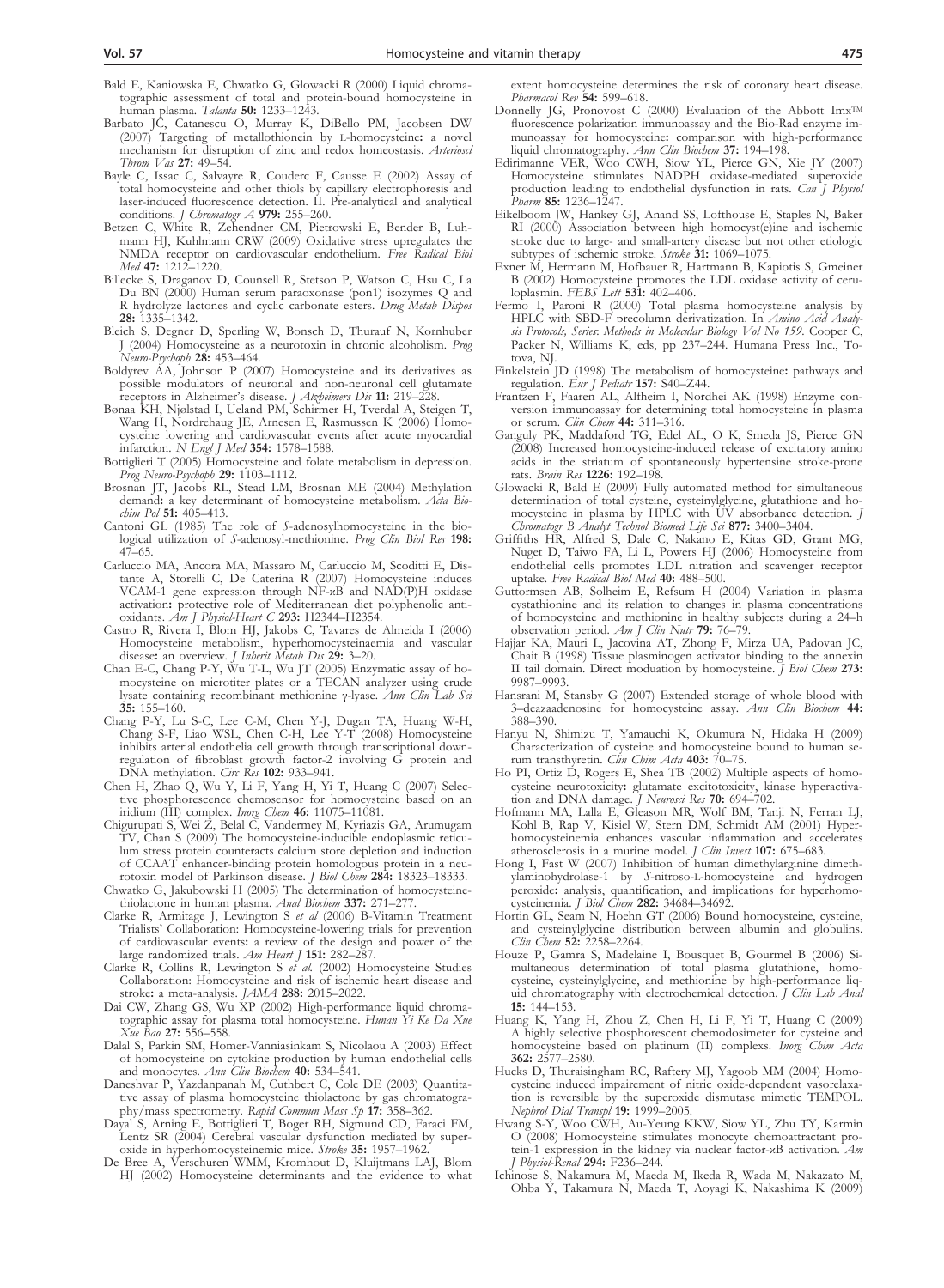Bald E, Kaniowska E, Chwatko G, Glowacki R (2000) Liquid chromatographic assessment of total and protein-bound homocysteine in human plasma. *Talanta* **50:** 1233–1243.

Barbato JC, Catanescu O, Murray K, DiBello PM, Jacobsen DW (2007) Targeting of metallothionein by L-homocysteine: a novel mechanism for disruption of zinc and redox homeostasis. *Arterioscl Throm Vas* **27:** 49–54.

Bayle C, Issac C, Salvayre R, Couderc F, Causse E (2002) Assay of total homocysteine and other thiols by capillary electrophoresis and laser-induced fluorescence detection. II. Pre-analytical and analytical conditions. *J Chromatogr A* **979:** 255–260.

Betzen C, White R, Zehendner CM, Pietrowski E, Bender B, Luhmann HJ, Kuhlmann CRW (2009) Oxidative stress upregulates the NMDA receptor on cardiovascular endothelium. *Free Radical Biol Med* **47:** 1212–1220.

Billecke S, Draganov D, Counsell R, Stetson P, Watson C, Hsu C, La Du BN (2000) Human serum paraoxonase (pon1) isozymes Q and R hydrolyze lactones and cyclic carbonate esters. *Drug Metab Dispos* **28:** 1335–1342.

Bleich S, Degner D, Sperling W, Bonsch D, Thurauf N, Kornhuber J (2004) Homocysteine as a neurotoxin in chronic alcoholism. *Prog Neuro-Psychoph* **28:** 453–464.

Boldyrev AA, Johnson P (2007) Homocysteine and its derivatives as possible modulators of neuronal and non-neuronal cell glutamate receptors in Alzheimer's disease. *J Alzheimers Dis* **11:** 219–228.

Bønaa KH, Njølstad I, Ueland PM, Schirmer H, Tverdal A, Steigen T, Wang H, Nordrehaug JE, Arnesen E, Rasmussen K (2006) Homocysteine lowering and cardiovascular events after acute myocardial infarction. *N Engl J Med* **354:** 1578–1588.

Bottiglieri T (2005) Homocysteine and folate metabolism in depression. *Prog Neuro-Psychoph* **29:** 1103–1112.

Brosnan JT, Jacobs RL, Stead LM, Brosnan ME (2004) Methylation demand: a key determinant of homocysteine metabolism. *Acta Biochim Pol* **51:** 405–413.

Cantoni GL (1985) The role of *S*-adenosylhomocysteine in the biological utilization of *S*-adenosyl-methionine. *Prog Clin Biol Res* **198:** 47–65.

Carluccio MA, Ancora MA, Massaro M, Carluccio M, Scoditti E, Distante A, Storelli C, De Caterina R (2007) Homocysteine induces VCAM-1 gene expression through NF-κB and NAD(P)H oxidase activation: protective role of Mediterranean diet polyphenolic antioxidants. *Am J Physiol-Heart C* **293:** H2344–H2354.

Castro R, Rivera I, Blom HJ, Jakobs C, Tavares de Almeida I (2006) Homocysteine metabolism, hyperhomocysteinaemia and vascular disease: an overview. *J Inherit Metab Dis* **29:** 3–20.

Chan E-C, Chang P-Y, Wu T-L, Wu JT (2005) Enzymatic assay of homocysteine on microtiter plates or a TECAN analyzer using crude lysate containing recombinant methionine γ-lyase. *Ann Clin Lab Sci* **35:** 155–160.

Chang P-Y, Lu S-C, Lee C-M, Chen Y-J, Dugan TA, Huang W-H, Chang S-F, Liao WSL, Chen C-H, Lee Y-T (2008) Homocysteine inhibits arterial endothelia cell growth through transcriptional downregulation of fibroblast growth factor-2 involving G protein and DNA methylation. *Circ Res* **102:** 933–941.

Chen H, Zhao Q, Wu Y, Li F, Yang H, Yi T, Huang C (2007) Selective phosphorescence chemosensor for homocysteine based on an iridium (III) complex. *Inorg Chem* **46:** 11075–11081.

Chigurupati S, Wei Z, Belal C, Vandermey M, Kyriazis GA, Arumugam TV, Chan S (2009) The homocysteine-inducible endoplasmic reticulum stress protein counteracts calcium store depletion and induction of CCAAT enhancer-binding protein homologous protein in a neurotoxin model of Parkinson disease. *J Biol Chem* **284:** 18323–18333.

Chwatko G, Jakubowski H (2005) The determination of homocysteine-thiolactone in human plasma. *Anal Biochem* **337:** 271–277.

Clarke R, Armitage J, Lewington S *et al* (2006) B-Vitamin Treatment Trialists' Collaboration: Homocysteine-lowering trials for prevention of cardiovascular events: a review of the design and power of the large randomized trials. *Am Heart J* **151:** 282–287.

Clarke R, Collins R, Lewington S *et al.* (2002) Homocysteine Studies Collaboration: Homocysteine and risk of ischemic heart disease and stroke: a meta-analysis. *JAMA* **288:** 2015–2022.

Dai CW, Zhang GS, Wu XP (2002) High-performance liquid chromatographic assay for plasma total homocysteine. *Hunan Yi Ke Da Xue Xue Bao* **27:** 556–558.

Dalal S, Parkin SM, Homer-Vanniasinkam S, Nicolaou A (2003) Effect of homocysteine on cytokine production by human endothelial cells and monocytes. *Ann Clin Biochem* **40:** 534–541.

Daneshvar P, Yazdanpanah M, Cuthbert C, Cole DE (2003) Quantitative assay of plasma homocysteine thiolactone by gas chromatography/mass spectrometry. *Rapid Commun Mass Sp* **17:** 358–362.

Dayal S, Arning E, Bottiglieri T, Boger RH, Sigmund CD, Faraci FM, Lentz SR (2004) Cerebral vascular dysfunction mediated by superoxide in hyperhomocysteinemic mice. *Stroke* **35:** 1957–1962.

De Bree A, Verschuren WMM, Kromhout D, Kluijtmans LAJ, Blom HJ (2002) Homocysteine determinants and the evidence to what extent homocysteine determines the risk of coronary heart disease. *Pharmacol Rev* **54:** 599–618.

Donnelly JG, Pronovost C (2000) Evaluation of the Abbott Imx™ fluorescence polarization immunoassay and the Bio-Rad enzyme immunoassay for homocysteine: comparison with high-performance liquid chromatography. *Ann Clin Biochem* **37:** 194–198.

Edirimanne VER, Woo CWH, Siow YL, Pierce GN, Xie JY (2007) Homocysteine stimulates NADPH oxidase-mediated superoxide production leading to endothelial dysfunction in rats. *Can J Physiol Pharm* **85:** 1236–1247.

Eikelboom JW, Hankey GJ, Anand SS, Lofthouse E, Staples N, Baker RI (2000) Association between high homocyst(e)ine and ischemic stroke due to large- and small-artery disease but not other etiologic subtypes of ischemic stroke. *Stroke* **31:** 1069–1075.

Exner M, Hermann M, Hofbauer R, Hartmann B, Kapiotis S, Gmeiner B (2002) Homocysteine promotes the LDL oxidase activity of ceruloplasmin. *FEBS Lett* **531:** 402–406.

Fermo I, Paroni R (2000) Total plasma homocysteine analysis by HPLC with SBD-F precolumn derivatization. In *Amino Acid Analysis Protocols, Series: Methods in Molecular Biology Vol No 159*. Cooper C, Packer N, Williams K, eds, pp 237–244. Humana Press Inc., Totova, NJ.

Finkelstein JD (1998) The metabolism of homocysteine: pathways and regulation. *Eur J Pediatr* **157:** S40–Z44.

Frantzen F, Faaren AL, Alfheim I, Nordhei AK (1998) Enzyme conversion immunoassay for determining total homocysteine in plasma or serum. *Clin Chem* **44:** 311–316.

Ganguly PK, Maddaford TG, Edel AL, O K, Smeda JS, Pierce GN (2008) Increased homocysteine-induced release of excitatory amino acids in the striatum of spontaneously hypertensive stroke-prone rats. *Brain Res* **1226:** 192–198.

Glowacki R, Bald E (2009) Fully automated method for simultaneous determination of total cysteine, cysteinylglycine, glutathione and homocysteine in plasma by HPLC with UV absorbance detection. *J Chromatogr B Analyt Technol Biomed Life Sci* **877:** 3400–3404.

Griffiths HR, Alfred S, Dale C, Nakano E, Kitas GD, Grant MG, Nuget D, Taiwo FA, Li L, Powers HJ (2006) Homocysteine from endothelial cells promotes LDL nitration and scavenger receptor uptake. *Free Radical Biol Med* **40:** 488–500.

Guttormsen AB, Solheim E, Refsum H (2004) Variation in plasma cystathionine and its relation to changes in plasma concentrations of homocysteine and methionine in healthy subjects during a 24–h observation period. *Am J Clin Nutr* **79:** 76–79.

Hajjar KA, Mauri L, Jacovina AT, Zhong F, Mirza UA, Padovan JC, Chait B (1998) Tissue plasminogen activator binding to the annexin II tail domain. Direct moduation by homocysteine. *J Biol Chem* **273:** 9987–9993.

Hansrani M, Stansby G (2007) Extended storage of whole blood with 3–deazaadenosine for homocysteine assay. *Ann Clin Biochem* **44:** 388–390.

Hanyu N, Shimizu T, Yamauchi K, Okumura N, Hidaka H (2009) Characterization of cysteine and homocysteine bound to human serum transthyretin. *Clin Chim Acta* **403:** 70–75.

Ho PI, Ortiz D, Rogers E, Shea TB (2002) Multiple aspects of homocysteine neurotoxicity: glutamate excitotoxicity, kinase hyperactivation and DNA damage. *J Neurosci Res* **70:** 694–702.

Hofmann MA, Lalla E, Gleason MR, Wolf BM, Tanji N, Ferran LJ, Kohl B, Rap V, Kisiel W, Stern DM, Schmidt AM (2001) Hyperhomocysteinemia enhances vascular inflammation and accelerates atherosclerosis in a murine model. *J Clin Invest* **107:** 675–683.

Hong I, Fast W (2007) Inhibition of human dimethylarginine dimethylaminohydrolase-1 by *S*-nitroso-L-homocysteine and hydrogen peroxide: analysis, quantification, and implications for hyperhomocysteinemia. *J Biol Chem* **282:** 34684–34692.

Hortin GL, Seam N, Hoehn GT (2006) Bound homocysteine, cysteine, and cysteinylglycine distribution between albumin and globulins. *Clin Chem* **52:** 2258–2264.

Houze P, Gamra S, Madelaine I, Bousquet B, Gourmel B (2006) Simultaneous determination of total plasma glutathione, homocysteine, cysteinylglycine, and methionine by high-performance liquid chromatography with electrochemical detection. *J Clin Lab Anal* **15:** 144–153.

Huang K, Yang H, Zhou Z, Chen H, Li F, Yi T, Huang C (2009) A highly selective phosphorescent chemodosimeter for cysteine and homocysteine based on platinum (II) complexes. *Inorg Chim Acta* **362:** 2577–2580.

Hucks D, Thuraisingham RC, Raftery MJ, Yagoob MM (2004) Homocysteine induced impairement of nitric oxide-dependent vasorelaxation is reversible by the superoxide dismutase mimetic TEMPOL. *Nephrol Dial Transpl* **19:** 1999–2005.

Hwang S-Y, Woo CWH, Au-Yeung KKW, Siow YL, Zhu TY, Karmin O (2008) Homocysteine stimulates monocyte chemoattractant protein-1 expression in the kidney via nuclear factor-κB activation. *Am J Physiol-Renal* **294:** F236–244.

Ichinose S, Nakamura M, Maeda M, Ikeda R, Wada M, Nakazato M, Ohba Y, Takamura N, Maeda T, Aoyagi K, Nakashima K (2009)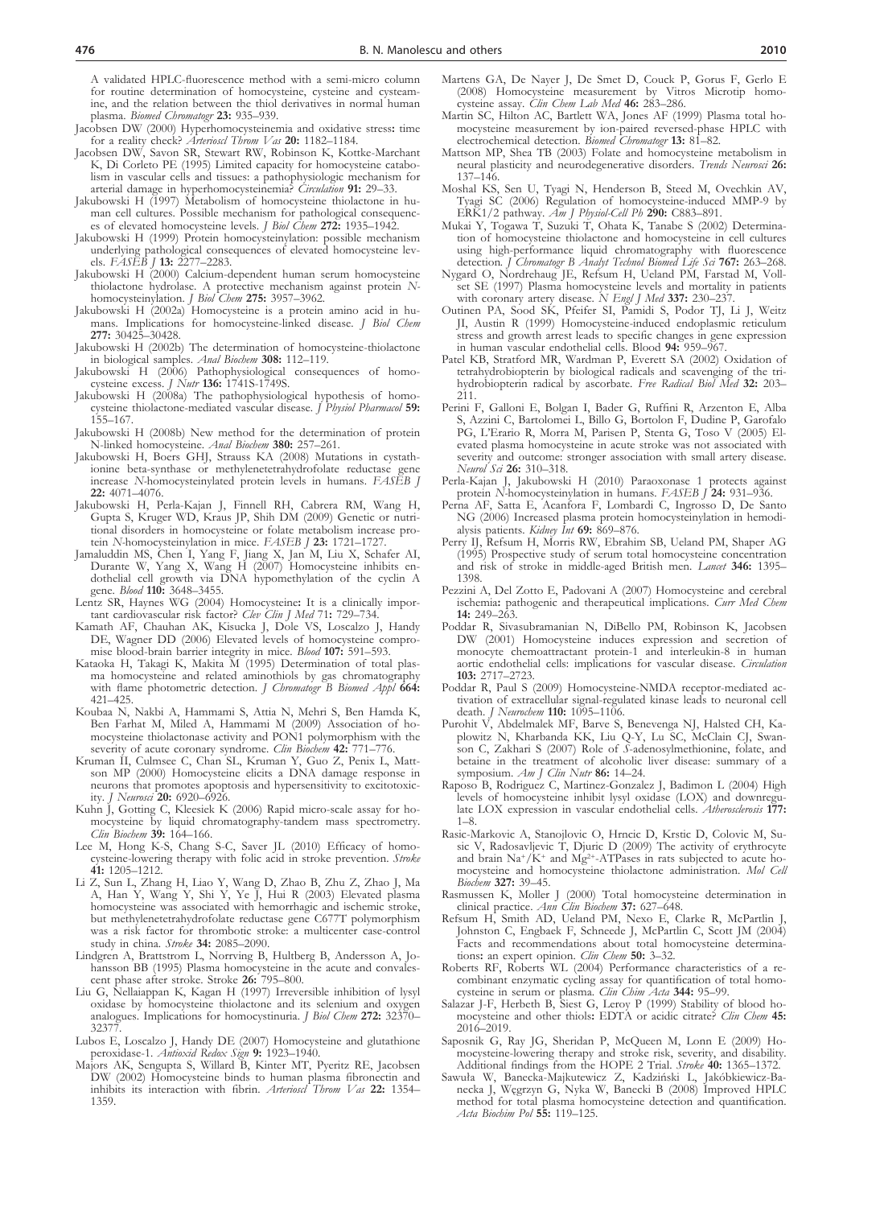A validated HPLC-fluorescence method with a semi-micro column for routine determination of homocysteine, cysteine and cysteamine, and the relation between the thiol derivatives in normal human plasma. *Biomed Chromatogr* **23:** 935–939.

Jacobsen DW (2000) Hyperhomocysteinemia and oxidative stress: time for a reality check? *Arterioscl Throm Vas* **20:** 1182–1184.

Jacobsen DW, Savon SR, Stewart RW, Robinson K, Kottke-Marchant K, Di Corleto PE (1995) Limited capacity for homocysteine catabolism in vascular cells and tissues: a pathophysiologic mechanism for arterial damage in hyperhomocysteinemia? *Circulation* **91:** 29–33.

Jakubowski H (1997) Metabolism of homocysteine thiolactone in human cell cultures. Possible mechanism for pathological consequences of elevated homocysteine levels. *J Biol Chem* **272:** 1935–1942.

Jakubowski H (1999) Protein homocysteinylation: possible mechanism underlying pathological consequences of elevated homocysteine levels. *FASEB J* **13:** 2277–2283.

Jakubowski H (2000) Calcium-dependent human serum homocysteine thiolactone hydrolase. A protective mechanism against protein *N*-homocysteinylation. *J Biol Chem* **275:** 3957–3962.

Jakubowski H (2002a) Homocysteine is a protein amino acid in humans. Implications for homocysteine-linked disease. *J Biol Chem* **277:** 30425–30428.

Jakubowski H (2002b) The determination of homocysteine-thiolactone in biological samples. *Anal Biochem* **308:** 112–119.

Jakubowski H (2006) Pathophysiological consequences of homocysteine excess. *J Nutr* **136:** 1741S-1749S.

Jakubowski H (2008a) The pathophysiological hypothesis of homocysteine thiolactone-mediated vascular disease. *J Physiol Pharmacol* **59:** 155–167.

Jakubowski H (2008b) New method for the determination of protein N-linked homocysteine. *Anal Biochem* **380:** 257–261.

Jakubowski H, Boers GHJ, Strauss KA (2008) Mutations in cystathionine beta-synthase or methylenetetrahydrofolate reductase gene increase *N*-homocysteinylated protein levels in humans. *FASEB J* **22:** 4071–4076.

Jakubowski H, Perla-Kajan J, Finnell RH, Cabrera RM, Wang H, Gupta S, Kruger WD, Kraus JP, Shih DM (2009) Genetic or nutritional disorders in homocysteine or folate metabolism increase protein *N*-homocysteinylation in mice. *FASEB J* **23:** 1721–1727.

Jamaluddin MS, Chen I, Yang F, Jiang X, Jan M, Liu X, Schafer AI, Durante W, Yang X, Wang H (2007) Homocysteine inhibits endothelial cell growth via DNA hypomethylation of the cyclin A gene. *Blood* **110:** 3648–3455.

Lentz SR, Haynes WG (2004) Homocysteine: It is a clinically important cardiovascular risk factor? *Clev Clin J Med* 71: 729–734.

Kamath AF, Chauhan AK, Kisucka J, Dole VS, Loscalzo J, Handy DE, Wagner DD (2006) Elevated levels of homocysteine compromise blood-brain barrier integrity in mice. *Blood* **107:** 591–593.

Kataoka H, Takagi K, Makita M (1995) Determination of total plasma homocysteine and related aminothiols by gas chromatography with flame photometric detection. *J Chromatogr B Biomed Appl* **664:** 421–425.

Koubaa N, Nakbi A, Hammami S, Attia N, Mehri S, Ben Hamda K, Ben Farhat M, Miled A, Hammami M (2009) Association of homocysteine thiolactonase activity and PON1 polymorphism with the severity of acute coronary syndrome. *Clin Biochem* **42:** 771–776.

Kruman II, Culmsee C, Chan SL, Kruman Y, Guo Z, Penix L, Mattson MP (2000) Homocysteine elicits a DNA damage response in neurons that promotes apoptosis and hypersensitivity to excitotoxicity. *J Neurosci* **20:** 6920–6926.

Kuhn J, Gotting C, Kleesiek K (2006) Rapid micro-scale assay for homocysteine by liquid chromatography-tandem mass spectrometry. *Clin Biochem* **39:** 164–166.

Lee M, Hong K-S, Chang S-C, Saver JL (2010) Efficacy of homocysteine-lowering therapy with folic acid in stroke prevention. *Stroke* **41:** 1205–1212.

Li Z, Sun L, Zhang H, Liao Y, Wang D, Zhao B, Zhu Z, Zhao J, Ma A, Han Y, Wang Y, Shi Y, Ye J, Hui R (2003) Elevated plasma homocysteine was associated with hemorrhagic and ischemic stroke, but methylenetetrahydrofolate reductase gene C677T polymorphism was a risk factor for thrombotic stroke: a multicenter case-control study in china. *Stroke* **34:** 2085–2090.

Lindgren A, Brattstrom L, Norrving B, Hultberg B, Andersson A, Johansson BB (1995) Plasma homocysteine in the acute and convalescent phase after stroke. Stroke **26:** 795–800.

Liu G, Nellaiappan K, Kagan H (1997) Irreversible inhibition of lysyl oxidase by homocysteine thiolactone and its selenium and oxygen analogues. Implications for homocystinuria. *J Biol Chem* **272:** 32370–32377.

Lubos E, Loscalzo J, Handy DE (2007) Homocysteine and glutathione peroxidase-1. *Antioxid Redox Sign* **9:** 1923–1940.

Majors AK, Sengupta S, Willard B, Kinter MT, Pyeritz RE, Jacobsen DW (2002) Homocysteine binds to human plasma fibronectin and inhibits its interaction with fibrin. *Arterioscl Throm Vas* **22:** 1354–1359.

Martens GA, De Nayer J, De Smet D, Couck P, Gorus F, Gerlo E (2008) Homocysteine measurement by Vitros Microtip homocysteine assay. *Clin Chem Lab Med* **46:** 283–286.

Martin SC, Hilton AC, Bartlett WA, Jones AF (1999) Plasma total homocysteine measurement by ion-paired reversed-phase HPLC with electrochemical detection. *Biomed Chromatogr* **13:** 81–82.

Mattson MP, Shea TB (2003) Folate and homocysteine metabolism in neural plasticity and neurodegenerative disorders. *Trends Neurosci* **26:** 137–146.

Moshal KS, Sen U, Tyagi N, Henderson B, Steed M, Ovechkin AV, Tyagi SC (2006) Regulation of homocysteine-induced MMP-9 by ERK1/2 pathway. *Am J Physiol-Cell Ph* **290:** C883–891.

Mukai Y, Togawa T, Suzuki T, Ohata K, Tanabe S (2002) Determination of homocysteine thiolactone and homocysteine in cell cultures using high-performance liquid chromatography with fluorescence detection. *J Chromatogr B Analyt Technol Biomed Life Sci* **767:** 263–268.

Nygard O, Nordrehaug JE, Refsum H, Ueland PM, Farstad M, Vollset SE (1997) Plasma homocysteine levels and mortality in patients with coronary artery disease. *N Engl J Med* **337:** 230–237.

Outinen PA, Sood SK, Pfeifer SI, Pamidi S, Podor TJ, Li J, Weitz JI, Austin R (1999) Homocysteine-induced endoplasmic reticulum stress and growth arrest leads to specific changes in gene expression in human vascular endothelial cells. Blood **94:** 959–967.

Patel KB, Stratford MR, Wardman P, Everett SA (2002) Oxidation of tetrahydrobiopterin by biological radicals and scavenging of the trihydrobiopterin radical by ascorbate. *Free Radical Biol Med* **32:** 203–211.

Perini F, Galloni E, Bolgan I, Bader G, Ruffini R, Arzenton E, Alba S, Azzini C, Bartolomei L, Billo G, Bortolon F, Dudine P, Garofalo PG, L'Erario R, Morra M, Parisen P, Stenta G, Toso V (2005) Elevated plasma homocysteine in acute stroke was not associated with severity and outcome: stronger association with small artery disease. *Neurol Sci* **26:** 310–318.

Perla-Kajan J, Jakubowski H (2010) Paraoxonase 1 protects against protein *N*-homocysteinylation in humans. *FASEB J* **24:** 931–936.

Perna AF, Satta E, Acanfora F, Lombardi C, Ingrosso D, De Santo NG (2006) Increased plasma protein homocysteinylation in hemodialysis patients. *Kidney Int* **69:** 869–876.

Perry IJ, Refsum H, Morris RW, Ebrahim SB, Ueland PM, Shaper AG (1995) Prospective study of serum total homocysteine concentration and risk of stroke in middle-aged British men. *Lancet* **346:** 1395–1398.

Pezzini A, Del Zotto E, Padovani A (2007) Homocysteine and cerebral ischemia: pathogenic and therapeutical implications. *Curr Med Chem* **14:** 249–263.

Poddar R, Sivasubramanian N, DiBello PM, Robinson K, Jacobsen DW (2001) Homocysteine induces expression and secretion of monocyte chemoattractant protein-1 and interleukin-8 in human aortic endothelial cells: implications for vascular disease. *Circulation* **103:** 2717–2723.

Poddar R, Paul S (2009) Homocysteine-NMDA receptor-mediated activation of extracellular signal-regulated kinase leads to neuronal cell death. *J Neurochem* **110:** 1095–1106.

Purohit V, Abdelmalek MF, Barve S, Benevenga NJ, Halsted CH, Kaplowitz N, Kharbanda KK, Liu Q-Y, Lu SC, McClain CJ, Swanson C, Zakhari S (2007) Role of *S*-adenosylmethionine, folate, and betaine in the treatment of alcoholic liver disease: summary of a symposium. *Am J Clin Nutr* **86:** 14–24.

Raposo B, Rodriguez C, Martinez-Gonzalez J, Badimon L (2004) High levels of homocysteine inhibit lysyl oxidase (LOX) and downregulate LOX expression in vascular endothelial cells. *Atherosclerosis* **177:** 1–8.

Rasic-Markovic A, Stanojlovic O, Hrncic D, Krstic D, Colovic M, Susic V, Radosavljevic T, Djuric D (2009) The activity of erythrocyte and brain $Na^+/K^+$ and $Mg^{2+}$-ATPases in rats subjected to acute homocysteine and homocysteine thiolactone administration. *Mol Cell Biochem* **327:** 39–45.

Rasmussen K, Moller J (2000) Total homocysteine determination in clinical practice. *Ann Clin Biochem* **37:** 627–648.

Refsum H, Smith AD, Ueland PM, Nexo E, Clarke R, McPartlin J, Johnston C, Engbaek F, Schneede J, McPartlin C, Scott JM (2004) Facts and recommendations about total homocysteine determinations: an expert opinion. *Clin Chem* **50:** 3–32.

Roberts RF, Roberts WL (2004) Performance characteristics of a recombinant enzymatic cycling assay for quantification of total homocysteine in serum or plasma. *Clin Chim Acta* **344:** 95–99.

Salazar J-F, Herbeth B, Siest G, Leroy P (1999) Stability of blood homocysteine and other thiols: EDTA or acidic citrate? *Clin Chem* **45:** 2016–2019.

Saposnik G, Ray JG, Sheridan P, McQueen M, Lonn E (2009) Homocysteine-lowering therapy and stroke risk, severity, and disability. Additional findings from the HOPE 2 Trial. *Stroke* **40:** 1365–1372.

Sawuła W, Banecka-Majkutewicz Z, Kadziński L, Jakóbkiewicz-Banecka J, Węgrzyn G, Nyka W, Banecki B (2008) Improved HPLC method for total plasma homocysteine detection and quantification. *Acta Biochim Pol* **55:** 119–125.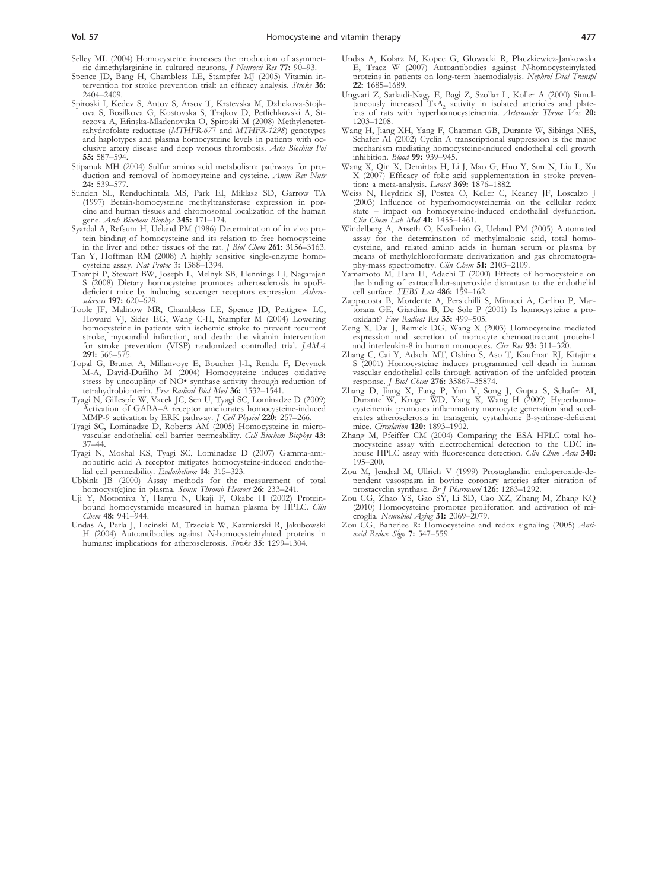Selley ML (2004) Homocysteine increases the production of asymmetric dimethylarginine in cultured neurons. *J Neurosci Res* **77:** 90–93.

Spence JD, Bang H, Chambless LE, Stampfer MJ (2005) Vitamin intervention for stroke prevention trial: an efficacy analysis. *Stroke* **36:** 2404–2409.

Spiroski I, Kedev S, Antov S, Arsov T, Krstevska M, Dzhekova-Stojkova S, Bosilkova G, Kostovska S, Trajkov D, Petlichkovski A, Strezova A, Efinska-Mladenovska O, Spiroski M (2008) Methylenetetrahydrofolate reductase (*MTHFR-677* and *MTHFR-1298*) genotypes and haplotypes and plasma homocysteine levels in patients with occlusive artery disease and deep venous thrombosis. *Acta Biochim Pol* **55:** 587–594.

Stipanuk MH (2004) Sulfur amino acid metabolism: pathways for production and removal of homocysteine and cysteine. *Annu Rev Nutr* **24:** 539–577.

Sunden SL, Renduchintala MS, Park EI, Miklasz SD, Garrow TA (1997) Betain-homocysteine methyltransferase expression in porcine and human tissues and chromosomal localization of the human gene. *Arch Biochem Biophys* **345:** 171–174.

Syardal A, Refsum H, Ueland PM (1986) Determination of in vivo protein binding of homocysteine and its relation to free homocysteine in the liver and other tissues of the rat. *J Biol Chem* **261:** 3156–3163.

Tan Y, Hoffman RM (2008) A highly sensitive single-enzyme homocysteine assay. *Nat Protoc* **3:** 1388–1394.

Thampi P, Stewart BW, Joseph L, Melnyk SB, Hennings LJ, Nagarajan S (2008) Dietary homocysteine promotes atherosclerosis in apoE-deficient mice by inducing scavenger receptors expression. *Atherosclerosis* **197:** 620–629.

Toole JF, Malinow MR, Chambless LE, Spence JD, Pettigrew LC, Howard VJ, Sides EG, Wang C-H, Stampfer M (2004) Lowering homocysteine in patients with ischemic stroke to prevent recurrent stroke, myocardial infarction, and death: the vitamin intervention for stroke prevention (VISP) randomized controlled trial. *JAMA* **291:** 565–575.

Topal G, Brunet A, Millanvoye E, Boucher J-L, Rendu F, Devynck M-A, David-Dufilho M (2004) Homocysteine induces oxidative stress by uncoupling of NO• synthase activity through reduction of tetrahydrobiopterin. *Free Radical Biol Med* **36:** 1532–1541.

Tyagi N, Gillespie W, Vacek JC, Sen U, Tyagi SC, Lominadze D (2009) Activation of GABA–A receptor ameliorates homocysteine-induced MMP-9 activation by ERK pathway. *J Cell Physiol* **220:** 257–266.

Tyagi SC, Lominadze D, Roberts AM (2005) Homocysteine in microvascular endothelial cell barrier permeability. *Cell Biochem Biophys* **43:** 37–44.

Tyagi N, Moshal KS, Tyagi SC, Lominadze D (2007) Gamma-aminobutiric acid A receptor mitigates homocysteine-induced endothelial cell permeability. *Endothelium* **14:** 315–323.

Ubbink JB (2000) Assay methods for the measurement of total homocyst(e)ine in plasma. *Semin Thromb Hemost* **26:** 233–241.

Uji Y, Motomiva Y, Hanyu N, Ukaji F, Okabe H (2002) Protein-bound homocystamide measured in human plasma by HPLC. *Clin Chem* **48:** 941–944.

Undas A, Perla J, Lacinski M, Trzeciak W, Kazmierski R, Jakubowski H (2004) Autoantibodies against *N*-homocysteinylated proteins in humans: implications for atherosclerosis. *Stroke* **35:** 1299–1304.

Undas A, Kolarz M, Kopec G, Glowacki R, Placzkiewicz-Jankowska E, Tracz W (2007) Autoantibodies against *N*-homocysteinylated proteins in patients on long-term haemodialysis. *Nephrol Dial Transpl* **22:** 1685–1689.

Ungvari Z, Sarkadi-Nagy E, Bagi Z, Szollar L, Koller A (2000) Simultaneously increased $TxA_2$ activity in isolated arterioles and platelets of rats with hyperhomocysteinemia. *Arterioscler Throm Vas* **20:** 1203–1208.

Wang H, Jiang XH, Yang F, Chapman GB, Durante W, Sibinga NES, Schafer AI (2002) Cyclin A transcriptional suppression is the major mechanism mediating homocysteine-induced endothelial cell growth inhibition. *Blood* **99:** 939–945.

Wang X, Qin X, Demirtas H, Li J, Mao G, Huo Y, Sun N, Liu L, Xu X (2007) Efficacy of folic acid supplementation in stroke prevention: a meta-analysis. *Lancet* **369:** 1876–1882.

Weiss N, Heydrick SJ, Postea O, Keller C, Keaney JF, Loscalzo J (2003) Influence of hyperhomocysteinemia on the cellular redox state – impact on homocysteine-induced endothelial dysfunction. *Clin Chem Lab Med* **41:** 1455–1461.

Windelberg A, Arseth O, Kvalheim G, Ueland PM (2005) Automated assay for the determination of methylmalonic acid, total homocysteine, and related amino acids in human serum or plasma by means of methylchloroformate derivatization and gas chromatography-mass spectrometry. *Clin Chem* **51:** 2103–2109.

Yamamoto M, Hara H, Adachi T (2000) Effects of homocysteine on the binding of extracellular-superoxide dismutase to the endothelial cell surface. *FEBS Lett* **486:** 159–162.

Zappacosta B, Mordente A, Persichilli S, Minucci A, Carlino P, Martorana GE, Giardina B, De Sole P (2001) Is homocysteine a pro-oxidant? *Free Radical Res* **35:** 499–505.

Zeng X, Dai J, Remick DG, Wang X (2003) Homocysteine mediated expression and secretion of monocyte chemoattractant protein-1 and interleukin-8 in human monocytes. *Circ Res* **93:** 311–320.

Zhang C, Cai Y, Adachi MT, Oshiro S, Aso T, Kaufman RJ, Kitajima S (2001) Homocysteine induces programmed cell death in human vascular endothelial cells through activation of the unfolded protein response. *J Biol Chem* **276:** 35867–35874.

Zhang D, Jiang X, Fang P, Yan Y, Song J, Gupta S, Schafer AI, Durante W, Kruger WD, Yang X, Wang H (2009) Hyperhomocysteinemia promotes inflammatory monocyte generation and accelerates atherosclerosis in transgenic cystathione β-synthase-deficient mice. *Circulation* **120:** 1893–1902.

Zhang M, Pfeiffer CM (2004) Comparing the ESA HPLC total homocysteine assay with electrochemical detection to the CDC in-house HPLC assay with fluorescence detection. *Clin Chim Acta* **340:** 195–200.

Zou M, Jendral M, Ullrich V (1999) Prostaglandin endoperoxide-dependent vasospasm in bovine coronary arteries after nitration of prostacyclin synthase. *Br J Pharmacol* **126:** 1283–1292.

Zou CG, Zhao YS, Gao SY, Li SD, Cao XZ, Zhang M, Zhang KQ (2010) Homocysteine promotes proliferation and activation of microglia. *Neurobiol Aging* **31:** 2069–2079.

Zou CG, Banerjee R: Homocysteine and redox signaling (2005) *Antioxid Redox Sign* **7:** 547–559.